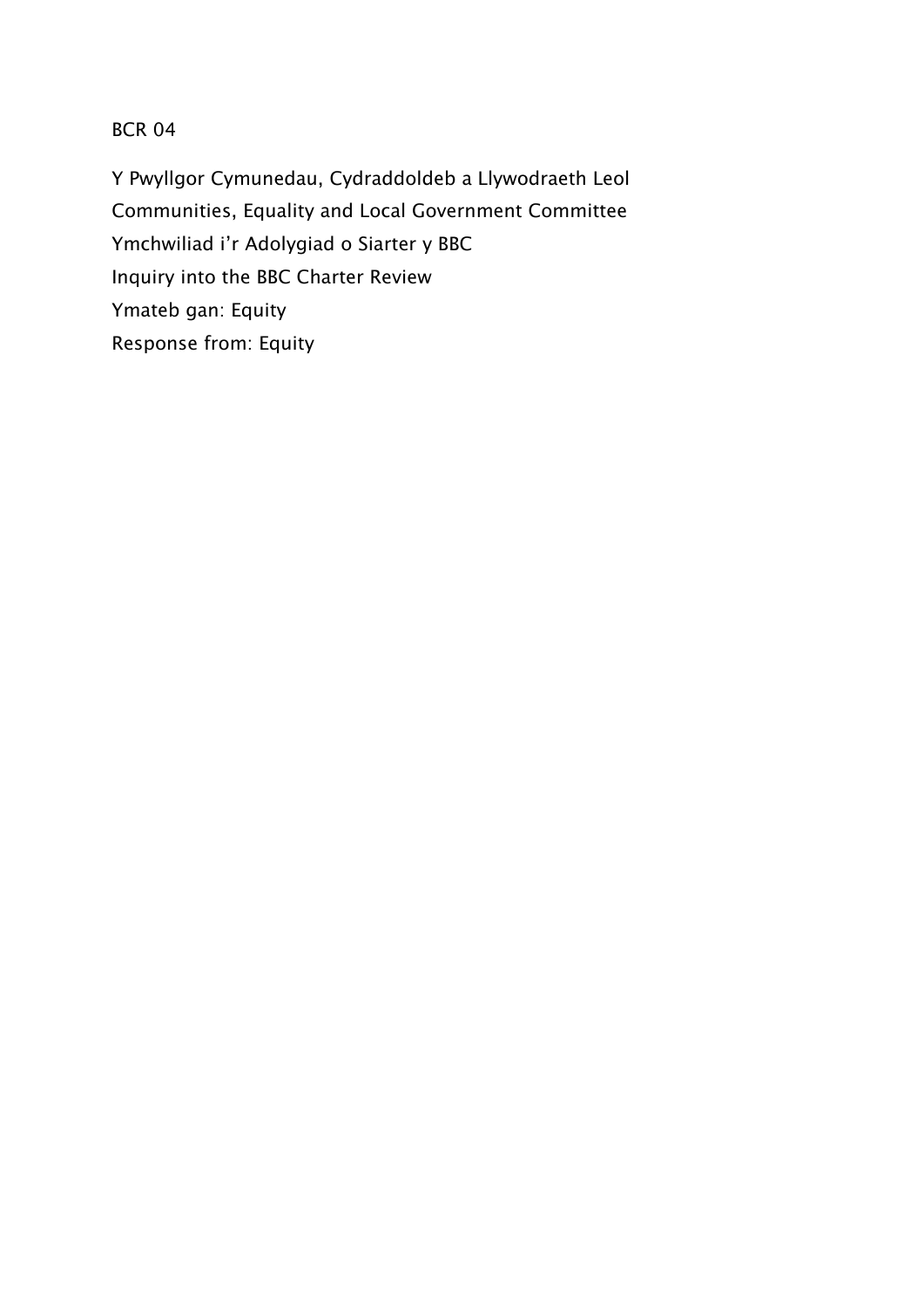BCR 04

Y Pwyllgor Cymunedau, Cydraddoldeb a Llywodraeth Leol
Communities, Equality and Local Government Committee
Ymchwiliad i'r Adolygiad o Siarter y BBC
Inquiry into the BBC Charter Review
Ymateb gan: Equity
Response from: Equity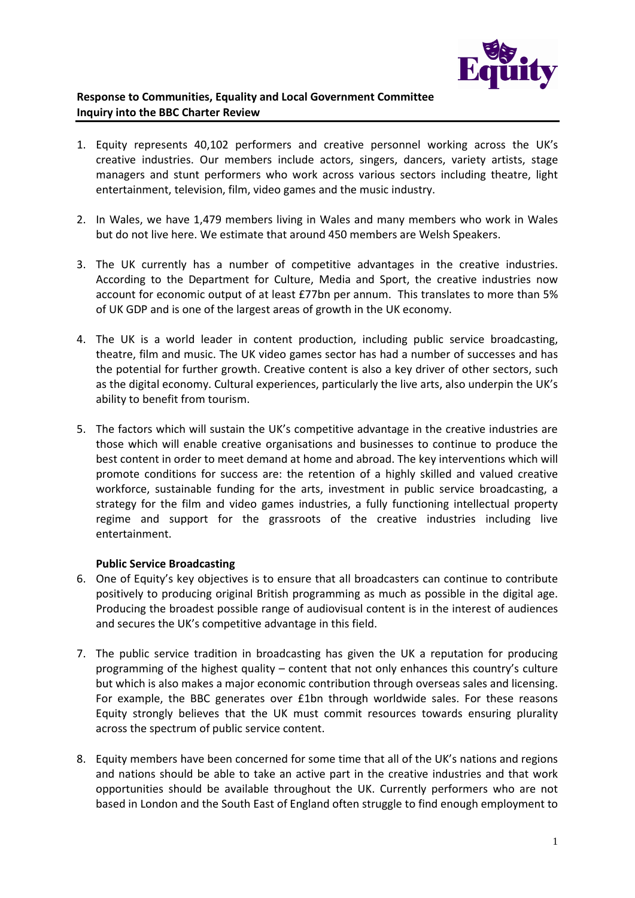**Response to Communities, Equality and Local Government Committee Inquiry into the BBC Charter Review**

1. Equity represents 40,102 performers and creative personnel working across the UK's creative industries. Our members include actors, singers, dancers, variety artists, stage managers and stunt performers who work across various sectors including theatre, light entertainment, television, film, video games and the music industry.

2. In Wales, we have 1,479 members living in Wales and many members who work in Wales but do not live here. We estimate that around 450 members are Welsh Speakers.

3. The UK currently has a number of competitive advantages in the creative industries. According to the Department for Culture, Media and Sport, the creative industries now account for economic output of at least £77bn per annum. This translates to more than 5% of UK GDP and is one of the largest areas of growth in the UK economy.

4. The UK is a world leader in content production, including public service broadcasting, theatre, film and music. The UK video games sector has had a number of successes and has the potential for further growth. Creative content is also a key driver of other sectors, such as the digital economy. Cultural experiences, particularly the live arts, also underpin the UK's ability to benefit from tourism.

5. The factors which will sustain the UK's competitive advantage in the creative industries are those which will enable creative organisations and businesses to continue to produce the best content in order to meet demand at home and abroad. The key interventions which will promote conditions for success are: the retention of a highly skilled and valued creative workforce, sustainable funding for the arts, investment in public service broadcasting, a strategy for the film and video games industries, a fully functioning intellectual property regime and support for the grassroots of the creative industries including live entertainment.

**Public Service Broadcasting**

6. One of Equity's key objectives is to ensure that all broadcasters can continue to contribute positively to producing original British programming as much as possible in the digital age. Producing the broadest possible range of audiovisual content is in the interest of audiences and secures the UK's competitive advantage in this field.

7. The public service tradition in broadcasting has given the UK a reputation for producing programming of the highest quality – content that not only enhances this country's culture but which is also makes a major economic contribution through overseas sales and licensing. For example, the BBC generates over £1bn through worldwide sales. For these reasons Equity strongly believes that the UK must commit resources towards ensuring plurality across the spectrum of public service content.

8. Equity members have been concerned for some time that all of the UK's nations and regions and nations should be able to take an active part in the creative industries and that work opportunities should be available throughout the UK. Currently performers who are not based in London and the South East of England often struggle to find enough employment to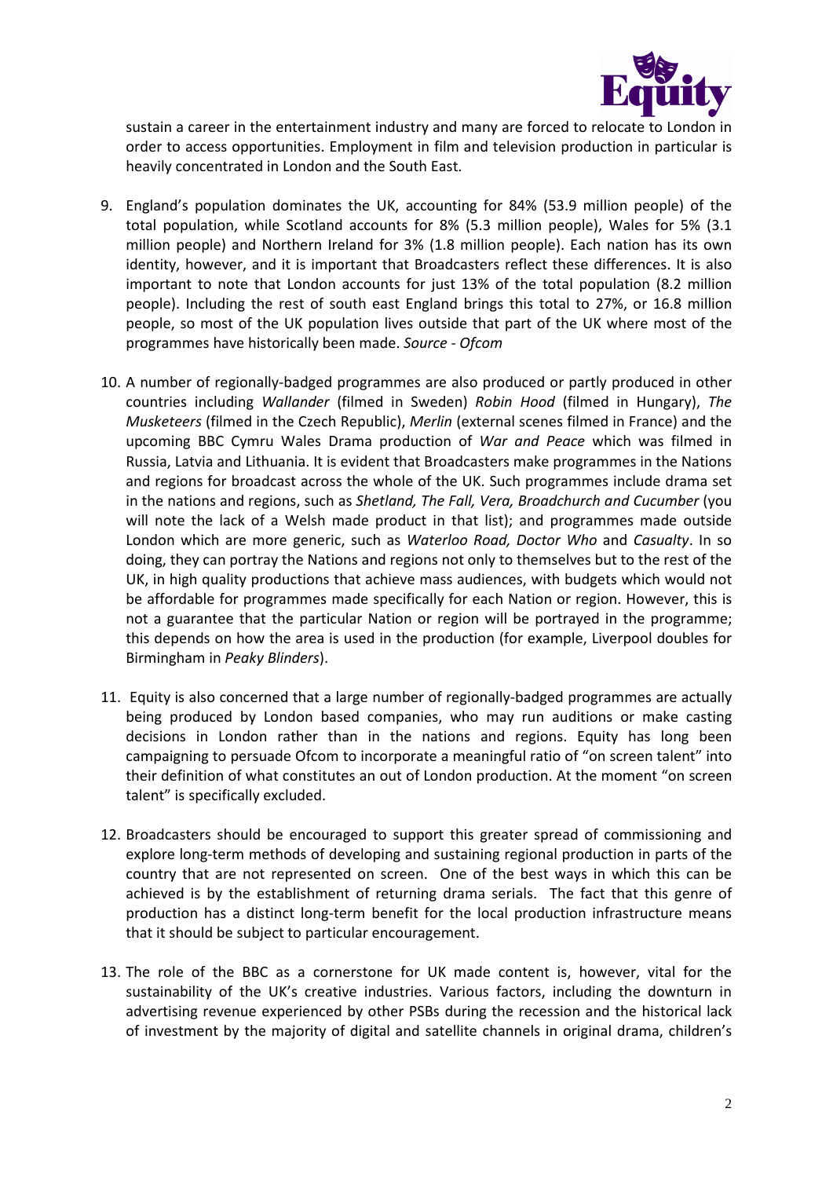sustain a career in the entertainment industry and many are forced to relocate to London in order to access opportunities. Employment in film and television production in particular is heavily concentrated in London and the South East.

9. England's population dominates the UK, accounting for 84% (53.9 million people) of the total population, while Scotland accounts for 8% (5.3 million people), Wales for 5% (3.1 million people) and Northern Ireland for 3% (1.8 million people). Each nation has its own identity, however, and it is important that Broadcasters reflect these differences. It is also important to note that London accounts for just 13% of the total population (8.2 million people). Including the rest of south east England brings this total to 27%, or 16.8 million people, so most of the UK population lives outside that part of the UK where most of the programmes have historically been made. *Source - Ofcom*

10. A number of regionally-badged programmes are also produced or partly produced in other countries including *Wallander* (filmed in Sweden) *Robin Hood* (filmed in Hungary), *The Musketeers* (filmed in the Czech Republic), *Merlin* (external scenes filmed in France) and the upcoming BBC Cymru Wales Drama production of *War and Peace* which was filmed in Russia, Latvia and Lithuania. It is evident that Broadcasters make programmes in the Nations and regions for broadcast across the whole of the UK. Such programmes include drama set in the nations and regions, such as *Shetland, The Fall, Vera, Broadchurch and Cucumber* (you will note the lack of a Welsh made product in that list); and programmes made outside London which are more generic, such as *Waterloo Road, Doctor Who* and *Casualty*. In so doing, they can portray the Nations and regions not only to themselves but to the rest of the UK, in high quality productions that achieve mass audiences, with budgets which would not be affordable for programmes made specifically for each Nation or region. However, this is not a guarantee that the particular Nation or region will be portrayed in the programme; this depends on how the area is used in the production (for example, Liverpool doubles for Birmingham in *Peaky Blinders*).

11. Equity is also concerned that a large number of regionally-badged programmes are actually being produced by London based companies, who may run auditions or make casting decisions in London rather than in the nations and regions. Equity has long been campaigning to persuade Ofcom to incorporate a meaningful ratio of "on screen talent" into their definition of what constitutes an out of London production. At the moment "on screen talent" is specifically excluded.

12. Broadcasters should be encouraged to support this greater spread of commissioning and explore long-term methods of developing and sustaining regional production in parts of the country that are not represented on screen. One of the best ways in which this can be achieved is by the establishment of returning drama serials. The fact that this genre of production has a distinct long-term benefit for the local production infrastructure means that it should be subject to particular encouragement.

13. The role of the BBC as a cornerstone for UK made content is, however, vital for the sustainability of the UK's creative industries. Various factors, including the downturn in advertising revenue experienced by other PSBs during the recession and the historical lack of investment by the majority of digital and satellite channels in original drama, children's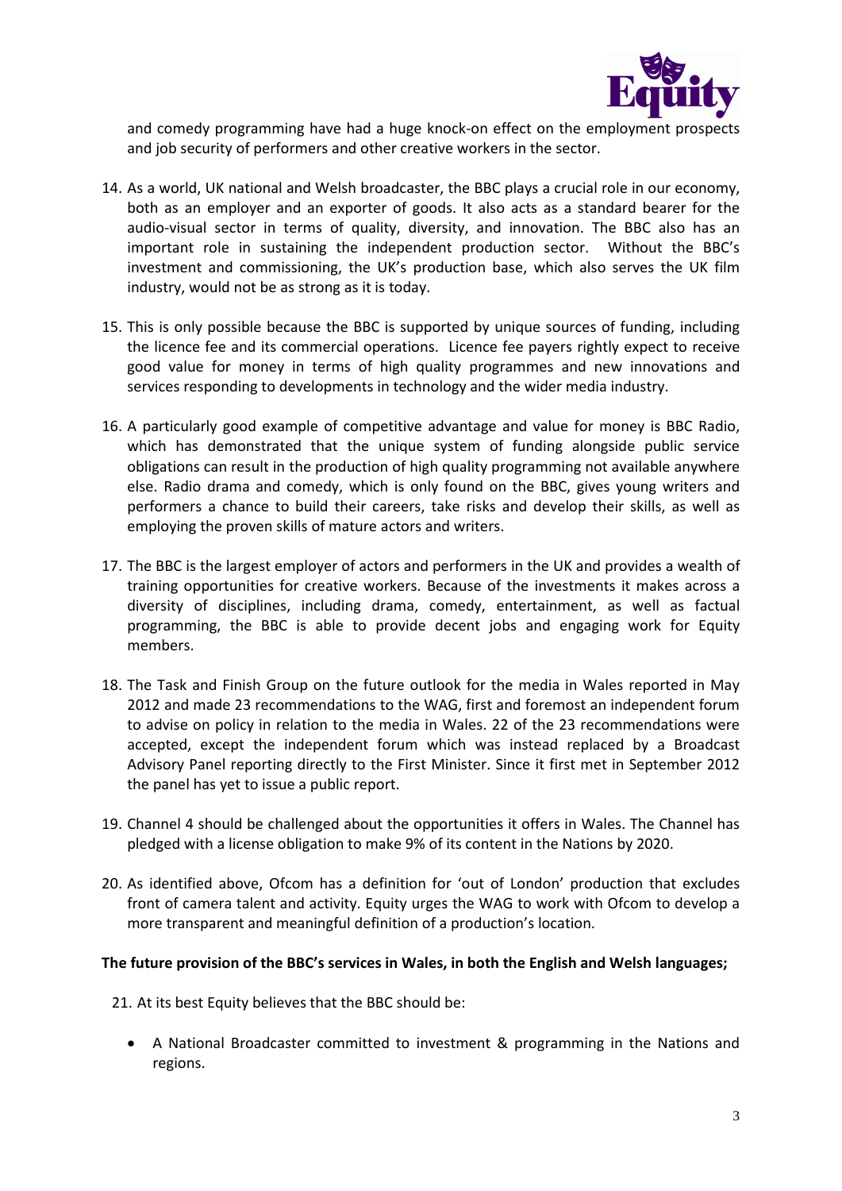and comedy programming have had a huge knock-on effect on the employment prospects and job security of performers and other creative workers in the sector.

14. As a world, UK national and Welsh broadcaster, the BBC plays a crucial role in our economy, both as an employer and an exporter of goods. It also acts as a standard bearer for the audio-visual sector in terms of quality, diversity, and innovation. The BBC also has an important role in sustaining the independent production sector. Without the BBC's investment and commissioning, the UK's production base, which also serves the UK film industry, would not be as strong as it is today.

15. This is only possible because the BBC is supported by unique sources of funding, including the licence fee and its commercial operations. Licence fee payers rightly expect to receive good value for money in terms of high quality programmes and new innovations and services responding to developments in technology and the wider media industry.

16. A particularly good example of competitive advantage and value for money is BBC Radio, which has demonstrated that the unique system of funding alongside public service obligations can result in the production of high quality programming not available anywhere else. Radio drama and comedy, which is only found on the BBC, gives young writers and performers a chance to build their careers, take risks and develop their skills, as well as employing the proven skills of mature actors and writers.

17. The BBC is the largest employer of actors and performers in the UK and provides a wealth of training opportunities for creative workers. Because of the investments it makes across a diversity of disciplines, including drama, comedy, entertainment, as well as factual programming, the BBC is able to provide decent jobs and engaging work for Equity members.

18. The Task and Finish Group on the future outlook for the media in Wales reported in May 2012 and made 23 recommendations to the WAG, first and foremost an independent forum to advise on policy in relation to the media in Wales. 22 of the 23 recommendations were accepted, except the independent forum which was instead replaced by a Broadcast Advisory Panel reporting directly to the First Minister. Since it first met in September 2012 the panel has yet to issue a public report.

19. Channel 4 should be challenged about the opportunities it offers in Wales. The Channel has pledged with a license obligation to make 9% of its content in the Nations by 2020.

20. As identified above, Ofcom has a definition for 'out of London' production that excludes front of camera talent and activity. Equity urges the WAG to work with Ofcom to develop a more transparent and meaningful definition of a production's location.

**The future provision of the BBC's services in Wales, in both the English and Welsh languages;**

21. At its best Equity believes that the BBC should be:

- A National Broadcaster committed to investment & programming in the Nations and regions.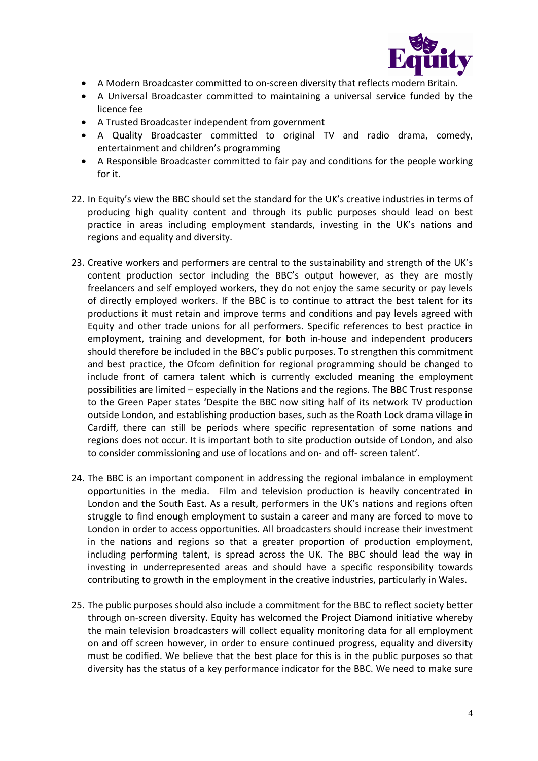- A Modern Broadcaster committed to on-screen diversity that reflects modern Britain.
- A Universal Broadcaster committed to maintaining a universal service funded by the licence fee
- A Trusted Broadcaster independent from government
- A Quality Broadcaster committed to original TV and radio drama, comedy, entertainment and children's programming
- A Responsible Broadcaster committed to fair pay and conditions for the people working for it.

22. In Equity's view the BBC should set the standard for the UK's creative industries in terms of producing high quality content and through its public purposes should lead on best practice in areas including employment standards, investing in the UK's nations and regions and equality and diversity.

23. Creative workers and performers are central to the sustainability and strength of the UK's content production sector including the BBC's output however, as they are mostly freelancers and self employed workers, they do not enjoy the same security or pay levels of directly employed workers. If the BBC is to continue to attract the best talent for its productions it must retain and improve terms and conditions and pay levels agreed with Equity and other trade unions for all performers. Specific references to best practice in employment, training and development, for both in-house and independent producers should therefore be included in the BBC's public purposes. To strengthen this commitment and best practice, the Ofcom definition for regional programming should be changed to include front of camera talent which is currently excluded meaning the employment possibilities are limited – especially in the Nations and the regions. The BBC Trust response to the Green Paper states 'Despite the BBC now siting half of its network TV production outside London, and establishing production bases, such as the Roath Lock drama village in Cardiff, there can still be periods where specific representation of some nations and regions does not occur. It is important both to site production outside of London, and also to consider commissioning and use of locations and on- and off- screen talent'.

24. The BBC is an important component in addressing the regional imbalance in employment opportunities in the media. Film and television production is heavily concentrated in London and the South East. As a result, performers in the UK's nations and regions often struggle to find enough employment to sustain a career and many are forced to move to London in order to access opportunities. All broadcasters should increase their investment in the nations and regions so that a greater proportion of production employment, including performing talent, is spread across the UK. The BBC should lead the way in investing in underrepresented areas and should have a specific responsibility towards contributing to growth in the employment in the creative industries, particularly in Wales.

25. The public purposes should also include a commitment for the BBC to reflect society better through on-screen diversity. Equity has welcomed the Project Diamond initiative whereby the main television broadcasters will collect equality monitoring data for all employment on and off screen however, in order to ensure continued progress, equality and diversity must be codified. We believe that the best place for this is in the public purposes so that diversity has the status of a key performance indicator for the BBC. We need to make sure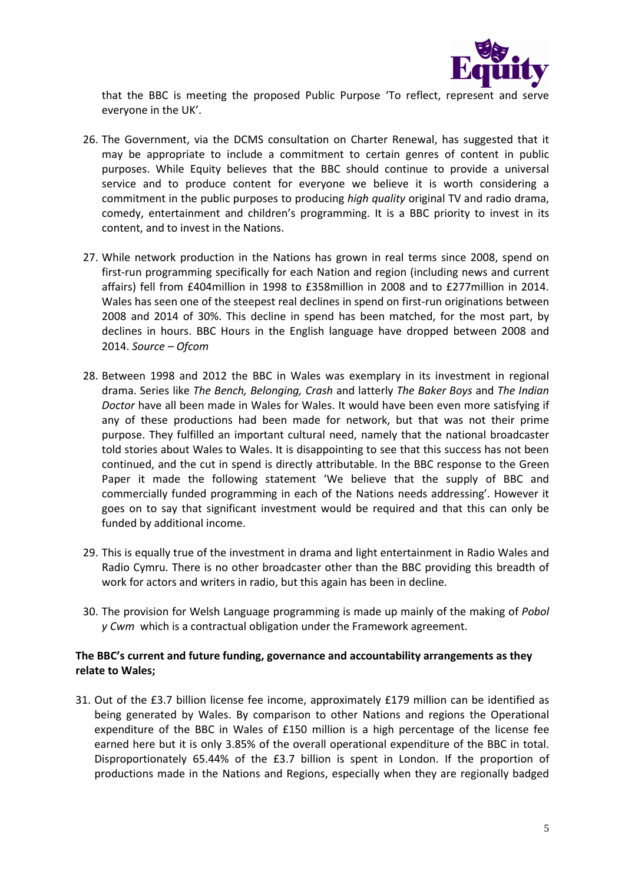that the BBC is meeting the proposed Public Purpose 'To reflect, represent and serve everyone in the UK'.

26. The Government, via the DCMS consultation on Charter Renewal, has suggested that it may be appropriate to include a commitment to certain genres of content in public purposes. While Equity believes that the BBC should continue to provide a universal service and to produce content for everyone we believe it is worth considering a commitment in the public purposes to producing *high quality* original TV and radio drama, comedy, entertainment and children's programming. It is a BBC priority to invest in its content, and to invest in the Nations.

27. While network production in the Nations has grown in real terms since 2008, spend on first-run programming specifically for each Nation and region (including news and current affairs) fell from £404million in 1998 to £358million in 2008 and to £277million in 2014. Wales has seen one of the steepest real declines in spend on first-run originations between 2008 and 2014 of 30%. This decline in spend has been matched, for the most part, by declines in hours. BBC Hours in the English language have dropped between 2008 and 2014. *Source – Ofcom*

28. Between 1998 and 2012 the BBC in Wales was exemplary in its investment in regional drama. Series like *The Bench, Belonging, Crash* and latterly *The Baker Boys* and *The Indian Doctor* have all been made in Wales for Wales. It would have been even more satisfying if any of these productions had been made for network, but that was not their prime purpose. They fulfilled an important cultural need, namely that the national broadcaster told stories about Wales to Wales. It is disappointing to see that this success has not been continued, and the cut in spend is directly attributable. In the BBC response to the Green Paper it made the following statement 'We believe that the supply of BBC and commercially funded programming in each of the Nations needs addressing'. However it goes on to say that significant investment would be required and that this can only be funded by additional income.

29. This is equally true of the investment in drama and light entertainment in Radio Wales and Radio Cymru. There is no other broadcaster other than the BBC providing this breadth of work for actors and writers in radio, but this again has been in decline.

30. The provision for Welsh Language programming is made up mainly of the making of *Pobol y Cwm* which is a contractual obligation under the Framework agreement.

**The BBC's current and future funding, governance and accountability arrangements as they relate to Wales;**

31. Out of the £3.7 billion license fee income, approximately £179 million can be identified as being generated by Wales. By comparison to other Nations and regions the Operational expenditure of the BBC in Wales of £150 million is a high percentage of the license fee earned here but it is only 3.85% of the overall operational expenditure of the BBC in total. Disproportionately 65.44% of the £3.7 billion is spent in London. If the proportion of productions made in the Nations and Regions, especially when they are regionally badged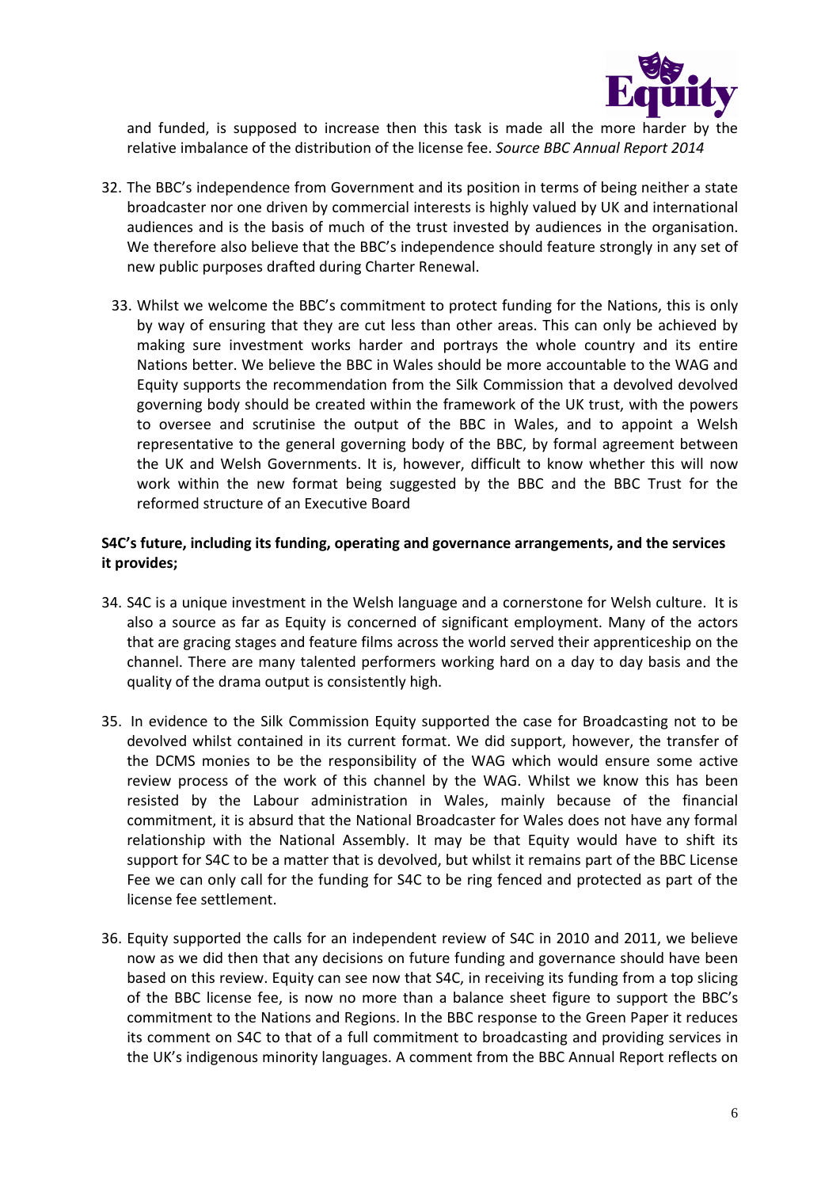and funded, is supposed to increase then this task is made all the more harder by the relative imbalance of the distribution of the license fee. *Source BBC Annual Report 2014*

32. The BBC's independence from Government and its position in terms of being neither a state broadcaster nor one driven by commercial interests is highly valued by UK and international audiences and is the basis of much of the trust invested by audiences in the organisation. We therefore also believe that the BBC's independence should feature strongly in any set of new public purposes drafted during Charter Renewal.

33. Whilst we welcome the BBC's commitment to protect funding for the Nations, this is only by way of ensuring that they are cut less than other areas. This can only be achieved by making sure investment works harder and portrays the whole country and its entire Nations better. We believe the BBC in Wales should be more accountable to the WAG and Equity supports the recommendation from the Silk Commission that a devolved devolved governing body should be created within the framework of the UK trust, with the powers to oversee and scrutinise the output of the BBC in Wales, and to appoint a Welsh representative to the general governing body of the BBC, by formal agreement between the UK and Welsh Governments. It is, however, difficult to know whether this will now work within the new format being suggested by the BBC and the BBC Trust for the reformed structure of an Executive Board

**S4C's future, including its funding, operating and governance arrangements, and the services it provides;**

34. S4C is a unique investment in the Welsh language and a cornerstone for Welsh culture. It is also a source as far as Equity is concerned of significant employment. Many of the actors that are gracing stages and feature films across the world served their apprenticeship on the channel. There are many talented performers working hard on a day to day basis and the quality of the drama output is consistently high.

35. In evidence to the Silk Commission Equity supported the case for Broadcasting not to be devolved whilst contained in its current format. We did support, however, the transfer of the DCMS monies to be the responsibility of the WAG which would ensure some active review process of the work of this channel by the WAG. Whilst we know this has been resisted by the Labour administration in Wales, mainly because of the financial commitment, it is absurd that the National Broadcaster for Wales does not have any formal relationship with the National Assembly. It may be that Equity would have to shift its support for S4C to be a matter that is devolved, but whilst it remains part of the BBC License Fee we can only call for the funding for S4C to be ring fenced and protected as part of the license fee settlement.

36. Equity supported the calls for an independent review of S4C in 2010 and 2011, we believe now as we did then that any decisions on future funding and governance should have been based on this review. Equity can see now that S4C, in receiving its funding from a top slicing of the BBC license fee, is now no more than a balance sheet figure to support the BBC's commitment to the Nations and Regions. In the BBC response to the Green Paper it reduces its comment on S4C to that of a full commitment to broadcasting and providing services in the UK's indigenous minority languages. A comment from the BBC Annual Report reflects on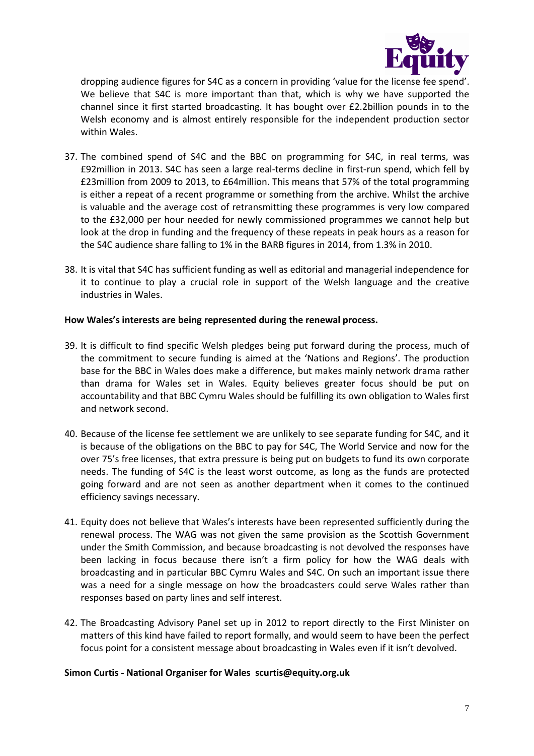dropping audience figures for S4C as a concern in providing 'value for the license fee spend'. We believe that S4C is more important than that, which is why we have supported the channel since it first started broadcasting. It has bought over £2.2billion pounds in to the Welsh economy and is almost entirely responsible for the independent production sector within Wales.

37. The combined spend of S4C and the BBC on programming for S4C, in real terms, was £92million in 2013. S4C has seen a large real-terms decline in first-run spend, which fell by £23million from 2009 to 2013, to £64million. This means that 57% of the total programming is either a repeat of a recent programme or something from the archive. Whilst the archive is valuable and the average cost of retransmitting these programmes is very low compared to the £32,000 per hour needed for newly commissioned programmes we cannot help but look at the drop in funding and the frequency of these repeats in peak hours as a reason for the S4C audience share falling to 1% in the BARB figures in 2014, from 1.3% in 2010.

38. It is vital that S4C has sufficient funding as well as editorial and managerial independence for it to continue to play a crucial role in support of the Welsh language and the creative industries in Wales.

**How Wales's interests are being represented during the renewal process.**

39. It is difficult to find specific Welsh pledges being put forward during the process, much of the commitment to secure funding is aimed at the 'Nations and Regions'. The production base for the BBC in Wales does make a difference, but makes mainly network drama rather than drama for Wales set in Wales. Equity believes greater focus should be put on accountability and that BBC Cymru Wales should be fulfilling its own obligation to Wales first and network second.

40. Because of the license fee settlement we are unlikely to see separate funding for S4C, and it is because of the obligations on the BBC to pay for S4C, The World Service and now for the over 75's free licenses, that extra pressure is being put on budgets to fund its own corporate needs. The funding of S4C is the least worst outcome, as long as the funds are protected going forward and are not seen as another department when it comes to the continued efficiency savings necessary.

41. Equity does not believe that Wales's interests have been represented sufficiently during the renewal process. The WAG was not given the same provision as the Scottish Government under the Smith Commission, and because broadcasting is not devolved the responses have been lacking in focus because there isn't a firm policy for how the WAG deals with broadcasting and in particular BBC Cymru Wales and S4C. On such an important issue there was a need for a single message on how the broadcasters could serve Wales rather than responses based on party lines and self interest.

42. The Broadcasting Advisory Panel set up in 2012 to report directly to the First Minister on matters of this kind have failed to report formally, and would seem to have been the perfect focus point for a consistent message about broadcasting in Wales even if it isn't devolved.

**Simon Curtis - National Organiser for Wales scurtis@equity.org.uk**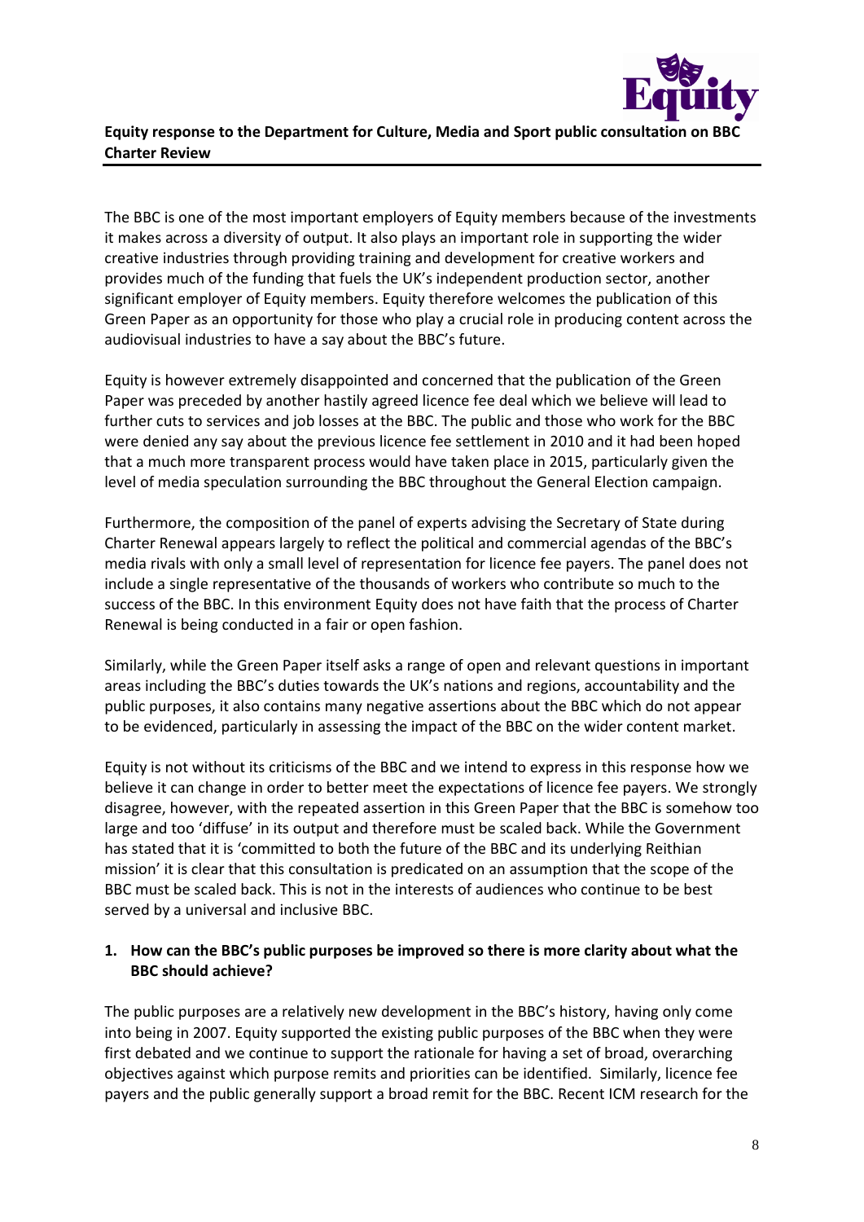**Equity response to the Department for Culture, Media and Sport public consultation on BBC Charter Review**

The BBC is one of the most important employers of Equity members because of the investments it makes across a diversity of output. It also plays an important role in supporting the wider creative industries through providing training and development for creative workers and provides much of the funding that fuels the UK's independent production sector, another significant employer of Equity members. Equity therefore welcomes the publication of this Green Paper as an opportunity for those who play a crucial role in producing content across the audiovisual industries to have a say about the BBC's future.

Equity is however extremely disappointed and concerned that the publication of the Green Paper was preceded by another hastily agreed licence fee deal which we believe will lead to further cuts to services and job losses at the BBC. The public and those who work for the BBC were denied any say about the previous licence fee settlement in 2010 and it had been hoped that a much more transparent process would have taken place in 2015, particularly given the level of media speculation surrounding the BBC throughout the General Election campaign.

Furthermore, the composition of the panel of experts advising the Secretary of State during Charter Renewal appears largely to reflect the political and commercial agendas of the BBC's media rivals with only a small level of representation for licence fee payers. The panel does not include a single representative of the thousands of workers who contribute so much to the success of the BBC. In this environment Equity does not have faith that the process of Charter Renewal is being conducted in a fair or open fashion.

Similarly, while the Green Paper itself asks a range of open and relevant questions in important areas including the BBC's duties towards the UK's nations and regions, accountability and the public purposes, it also contains many negative assertions about the BBC which do not appear to be evidenced, particularly in assessing the impact of the BBC on the wider content market.

Equity is not without its criticisms of the BBC and we intend to express in this response how we believe it can change in order to better meet the expectations of licence fee payers. We strongly disagree, however, with the repeated assertion in this Green Paper that the BBC is somehow too large and too 'diffuse' in its output and therefore must be scaled back. While the Government has stated that it is 'committed to both the future of the BBC and its underlying Reithian mission' it is clear that this consultation is predicated on an assumption that the scope of the BBC must be scaled back. This is not in the interests of audiences who continue to be best served by a universal and inclusive BBC.

1. **How can the BBC's public purposes be improved so there is more clarity about what the BBC should achieve?**

The public purposes are a relatively new development in the BBC's history, having only come into being in 2007. Equity supported the existing public purposes of the BBC when they were first debated and we continue to support the rationale for having a set of broad, overarching objectives against which purpose remits and priorities can be identified. Similarly, licence fee payers and the public generally support a broad remit for the BBC. Recent ICM research for the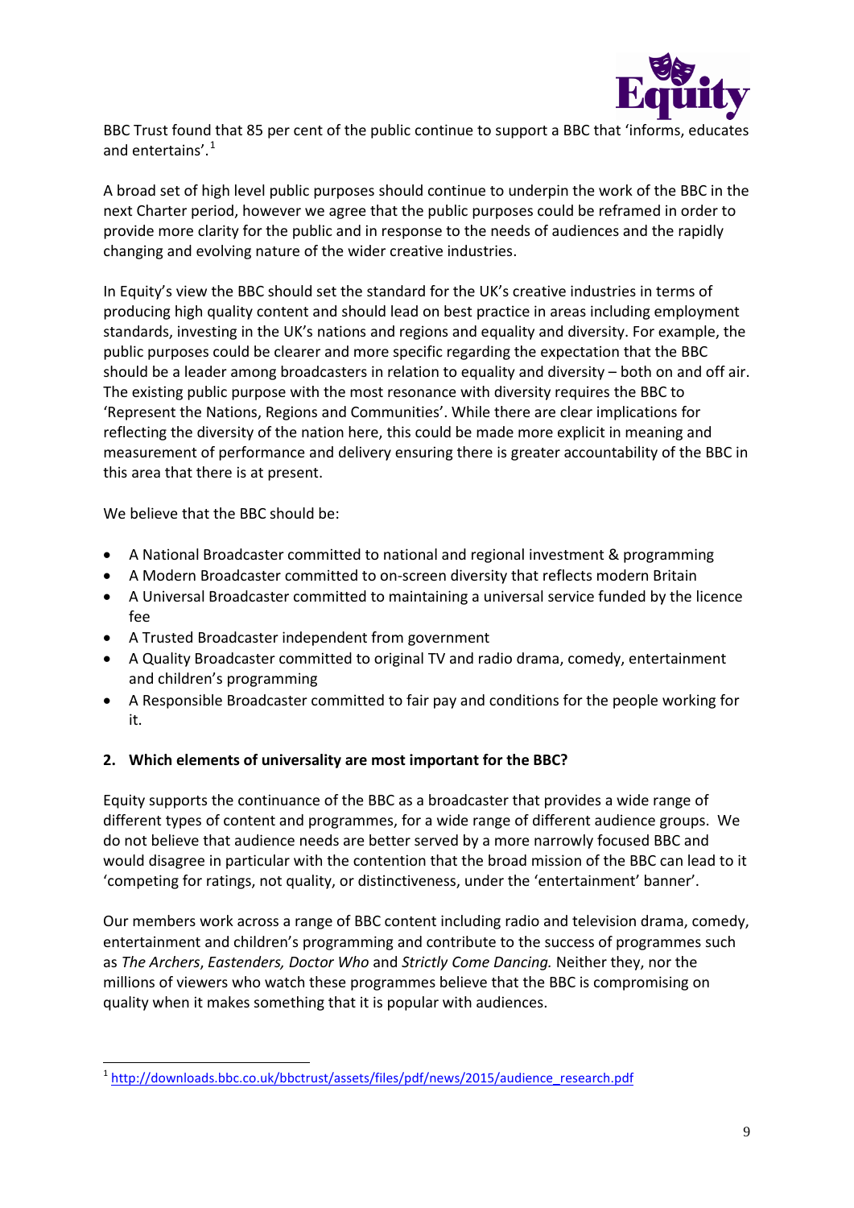BBC Trust found that 85 per cent of the public continue to support a BBC that 'informs, educates and entertains'.[1]

A broad set of high level public purposes should continue to underpin the work of the BBC in the next Charter period, however we agree that the public purposes could be reframed in order to provide more clarity for the public and in response to the needs of audiences and the rapidly changing and evolving nature of the wider creative industries.

In Equity's view the BBC should set the standard for the UK's creative industries in terms of producing high quality content and should lead on best practice in areas including employment standards, investing in the UK's nations and regions and equality and diversity. For example, the public purposes could be clearer and more specific regarding the expectation that the BBC should be a leader among broadcasters in relation to equality and diversity – both on and off air. The existing public purpose with the most resonance with diversity requires the BBC to 'Represent the Nations, Regions and Communities'. While there are clear implications for reflecting the diversity of the nation here, this could be made more explicit in meaning and measurement of performance and delivery ensuring there is greater accountability of the BBC in this area that there is at present.

We believe that the BBC should be:

- A National Broadcaster committed to national and regional investment & programming
- A Modern Broadcaster committed to on-screen diversity that reflects modern Britain
- A Universal Broadcaster committed to maintaining a universal service funded by the licence fee
- A Trusted Broadcaster independent from government
- A Quality Broadcaster committed to original TV and radio drama, comedy, entertainment and children's programming
- A Responsible Broadcaster committed to fair pay and conditions for the people working for it.

**2. Which elements of universality are most important for the BBC?**

Equity supports the continuance of the BBC as a broadcaster that provides a wide range of different types of content and programmes, for a wide range of different audience groups. We do not believe that audience needs are better served by a more narrowly focused BBC and would disagree in particular with the contention that the broad mission of the BBC can lead to it 'competing for ratings, not quality, or distinctiveness, under the 'entertainment' banner'.

Our members work across a range of BBC content including radio and television drama, comedy, entertainment and children's programming and contribute to the success of programmes such as *The Archers*, *Eastenders, Doctor Who* and *Strictly Come Dancing.* Neither they, nor the millions of viewers who watch these programmes believe that the BBC is compromising on quality when it makes something that it is popular with audiences.

---

[1] http://downloads.bbc.co.uk/bbctrust/assets/files/pdf/news/2015/audience_research.pdf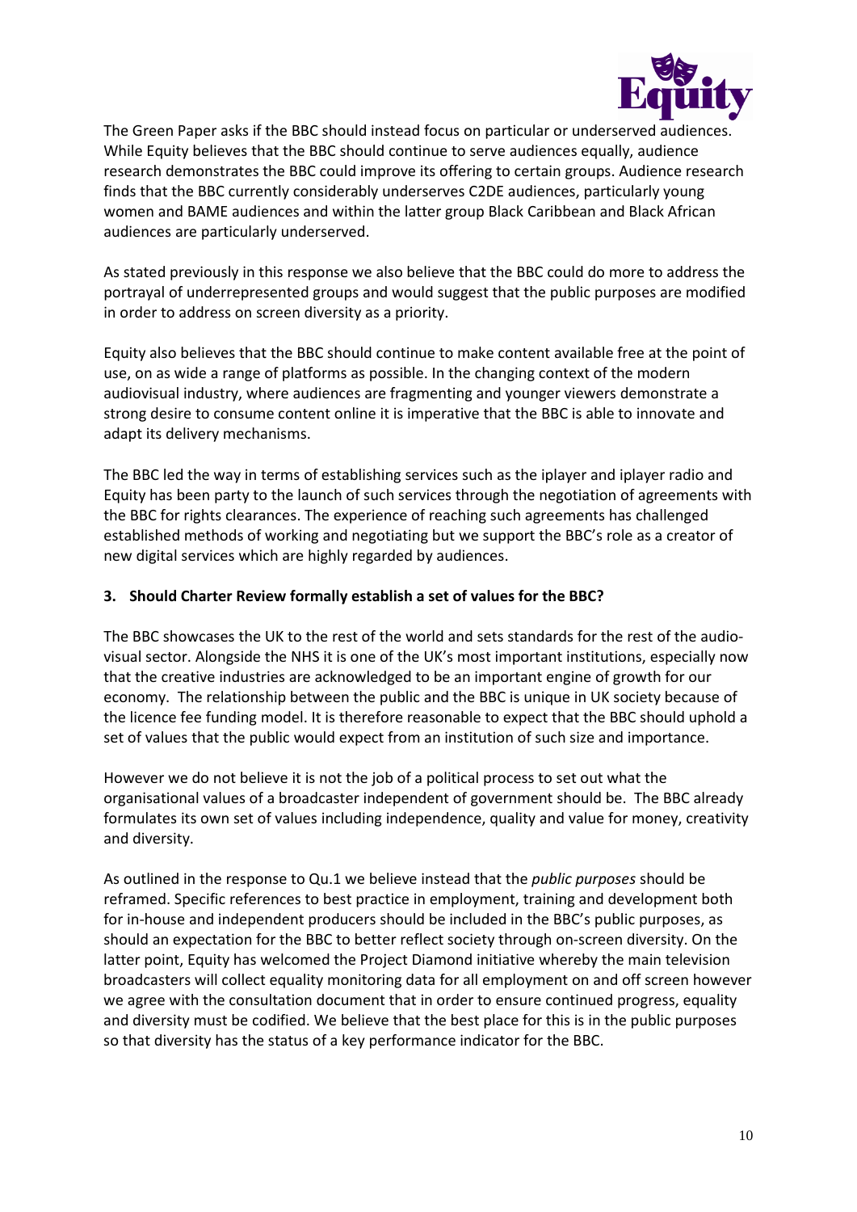The Green Paper asks if the BBC should instead focus on particular or underserved audiences. While Equity believes that the BBC should continue to serve audiences equally, audience research demonstrates the BBC could improve its offering to certain groups. Audience research finds that the BBC currently considerably underserves C2DE audiences, particularly young women and BAME audiences and within the latter group Black Caribbean and Black African audiences are particularly underserved.

As stated previously in this response we also believe that the BBC could do more to address the portrayal of underrepresented groups and would suggest that the public purposes are modified in order to address on screen diversity as a priority.

Equity also believes that the BBC should continue to make content available free at the point of use, on as wide a range of platforms as possible. In the changing context of the modern audiovisual industry, where audiences are fragmenting and younger viewers demonstrate a strong desire to consume content online it is imperative that the BBC is able to innovate and adapt its delivery mechanisms.

The BBC led the way in terms of establishing services such as the iplayer and iplayer radio and Equity has been party to the launch of such services through the negotiation of agreements with the BBC for rights clearances. The experience of reaching such agreements has challenged established methods of working and negotiating but we support the BBC's role as a creator of new digital services which are highly regarded by audiences.

**3. Should Charter Review formally establish a set of values for the BBC?**

The BBC showcases the UK to the rest of the world and sets standards for the rest of the audio-visual sector. Alongside the NHS it is one of the UK's most important institutions, especially now that the creative industries are acknowledged to be an important engine of growth for our economy. The relationship between the public and the BBC is unique in UK society because of the licence fee funding model. It is therefore reasonable to expect that the BBC should uphold a set of values that the public would expect from an institution of such size and importance.

However we do not believe it is not the job of a political process to set out what the organisational values of a broadcaster independent of government should be. The BBC already formulates its own set of values including independence, quality and value for money, creativity and diversity.

As outlined in the response to Qu.1 we believe instead that the *public purposes* should be reframed. Specific references to best practice in employment, training and development both for in-house and independent producers should be included in the BBC's public purposes, as should an expectation for the BBC to better reflect society through on-screen diversity. On the latter point, Equity has welcomed the Project Diamond initiative whereby the main television broadcasters will collect equality monitoring data for all employment on and off screen however we agree with the consultation document that in order to ensure continued progress, equality and diversity must be codified. We believe that the best place for this is in the public purposes so that diversity has the status of a key performance indicator for the BBC.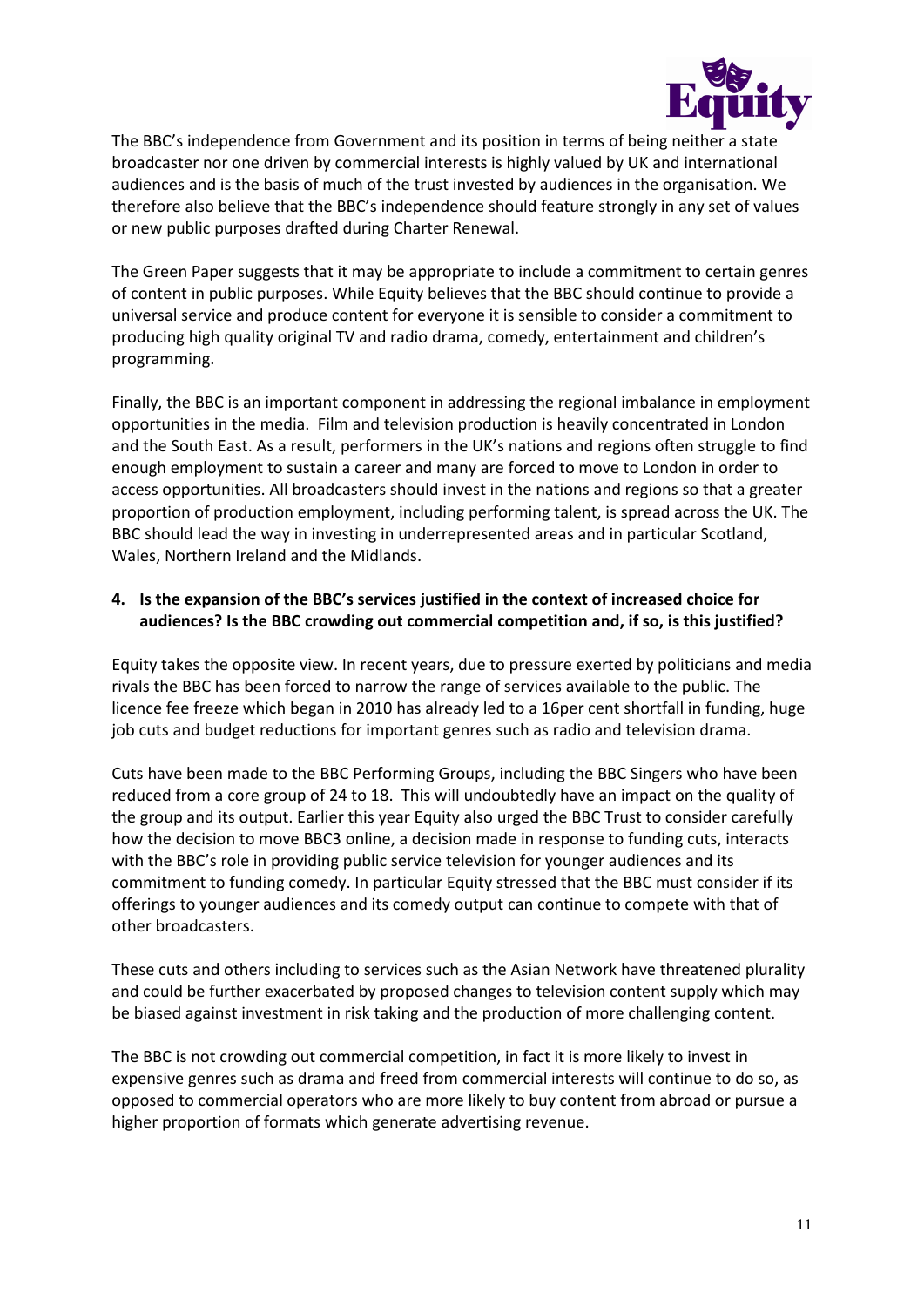The BBC's independence from Government and its position in terms of being neither a state broadcaster nor one driven by commercial interests is highly valued by UK and international audiences and is the basis of much of the trust invested by audiences in the organisation. We therefore also believe that the BBC's independence should feature strongly in any set of values or new public purposes drafted during Charter Renewal.

The Green Paper suggests that it may be appropriate to include a commitment to certain genres of content in public purposes. While Equity believes that the BBC should continue to provide a universal service and produce content for everyone it is sensible to consider a commitment to producing high quality original TV and radio drama, comedy, entertainment and children's programming.

Finally, the BBC is an important component in addressing the regional imbalance in employment opportunities in the media. Film and television production is heavily concentrated in London and the South East. As a result, performers in the UK's nations and regions often struggle to find enough employment to sustain a career and many are forced to move to London in order to access opportunities. All broadcasters should invest in the nations and regions so that a greater proportion of production employment, including performing talent, is spread across the UK. The BBC should lead the way in investing in underrepresented areas and in particular Scotland, Wales, Northern Ireland and the Midlands.

**4. Is the expansion of the BBC's services justified in the context of increased choice for audiences? Is the BBC crowding out commercial competition and, if so, is this justified?**

Equity takes the opposite view. In recent years, due to pressure exerted by politicians and media rivals the BBC has been forced to narrow the range of services available to the public. The licence fee freeze which began in 2010 has already led to a 16per cent shortfall in funding, huge job cuts and budget reductions for important genres such as radio and television drama.

Cuts have been made to the BBC Performing Groups, including the BBC Singers who have been reduced from a core group of 24 to 18. This will undoubtedly have an impact on the quality of the group and its output. Earlier this year Equity also urged the BBC Trust to consider carefully how the decision to move BBC3 online, a decision made in response to funding cuts, interacts with the BBC's role in providing public service television for younger audiences and its commitment to funding comedy. In particular Equity stressed that the BBC must consider if its offerings to younger audiences and its comedy output can continue to compete with that of other broadcasters.

These cuts and others including to services such as the Asian Network have threatened plurality and could be further exacerbated by proposed changes to television content supply which may be biased against investment in risk taking and the production of more challenging content.

The BBC is not crowding out commercial competition, in fact it is more likely to invest in expensive genres such as drama and freed from commercial interests will continue to do so, as opposed to commercial operators who are more likely to buy content from abroad or pursue a higher proportion of formats which generate advertising revenue.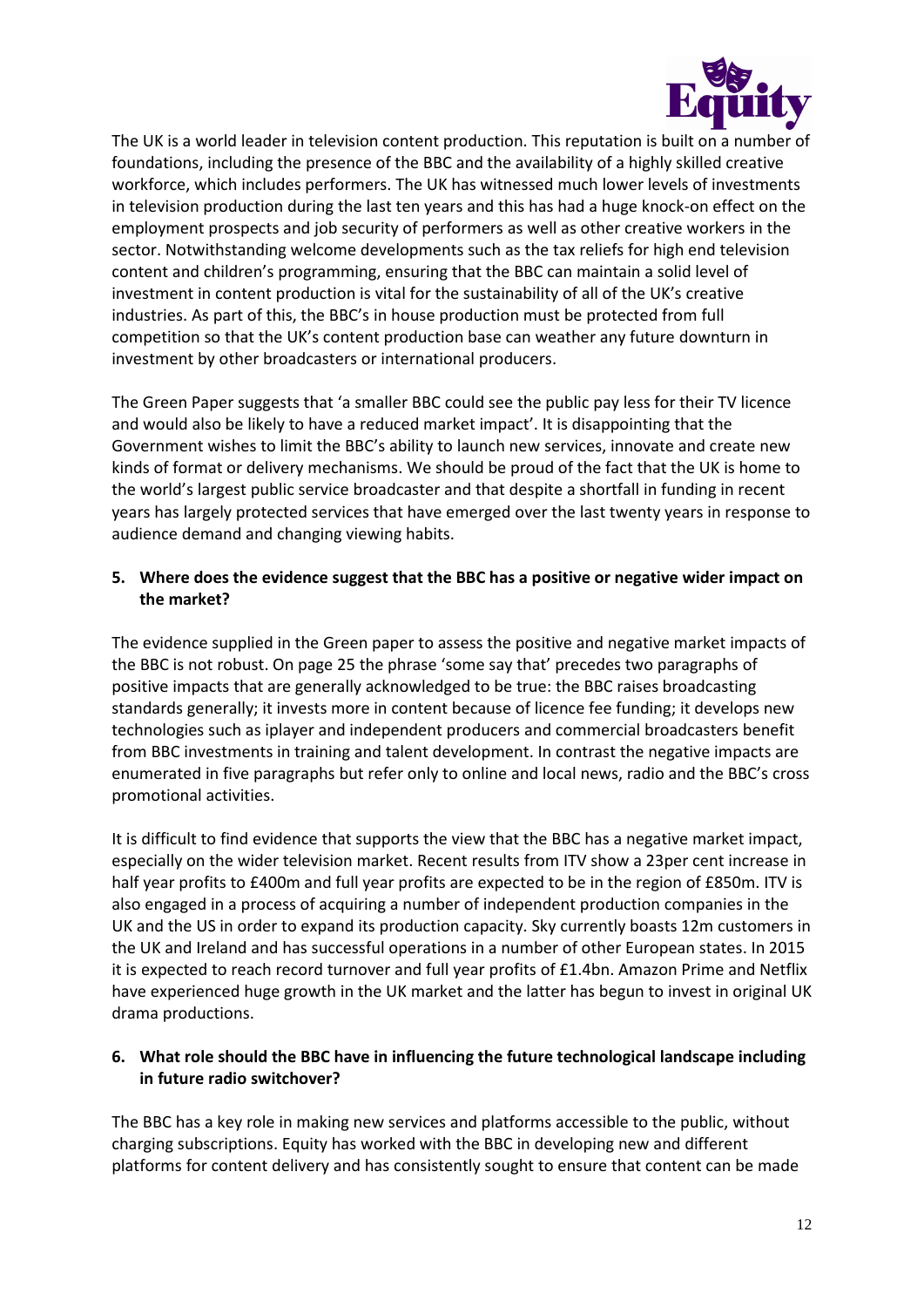The UK is a world leader in television content production. This reputation is built on a number of foundations, including the presence of the BBC and the availability of a highly skilled creative workforce, which includes performers. The UK has witnessed much lower levels of investments in television production during the last ten years and this has had a huge knock-on effect on the employment prospects and job security of performers as well as other creative workers in the sector. Notwithstanding welcome developments such as the tax reliefs for high end television content and children's programming, ensuring that the BBC can maintain a solid level of investment in content production is vital for the sustainability of all of the UK's creative industries. As part of this, the BBC's in house production must be protected from full competition so that the UK's content production base can weather any future downturn in investment by other broadcasters or international producers.

The Green Paper suggests that 'a smaller BBC could see the public pay less for their TV licence and would also be likely to have a reduced market impact'. It is disappointing that the Government wishes to limit the BBC's ability to launch new services, innovate and create new kinds of format or delivery mechanisms. We should be proud of the fact that the UK is home to the world's largest public service broadcaster and that despite a shortfall in funding in recent years has largely protected services that have emerged over the last twenty years in response to audience demand and changing viewing habits.

**5. Where does the evidence suggest that the BBC has a positive or negative wider impact on the market?**

The evidence supplied in the Green paper to assess the positive and negative market impacts of the BBC is not robust. On page 25 the phrase 'some say that' precedes two paragraphs of positive impacts that are generally acknowledged to be true: the BBC raises broadcasting standards generally; it invests more in content because of licence fee funding; it develops new technologies such as iplayer and independent producers and commercial broadcasters benefit from BBC investments in training and talent development. In contrast the negative impacts are enumerated in five paragraphs but refer only to online and local news, radio and the BBC's cross promotional activities.

It is difficult to find evidence that supports the view that the BBC has a negative market impact, especially on the wider television market. Recent results from ITV show a 23per cent increase in half year profits to £400m and full year profits are expected to be in the region of £850m. ITV is also engaged in a process of acquiring a number of independent production companies in the UK and the US in order to expand its production capacity. Sky currently boasts 12m customers in the UK and Ireland and has successful operations in a number of other European states. In 2015 it is expected to reach record turnover and full year profits of £1.4bn. Amazon Prime and Netflix have experienced huge growth in the UK market and the latter has begun to invest in original UK drama productions.

**6. What role should the BBC have in influencing the future technological landscape including in future radio switchover?**

The BBC has a key role in making new services and platforms accessible to the public, without charging subscriptions. Equity has worked with the BBC in developing new and different platforms for content delivery and has consistently sought to ensure that content can be made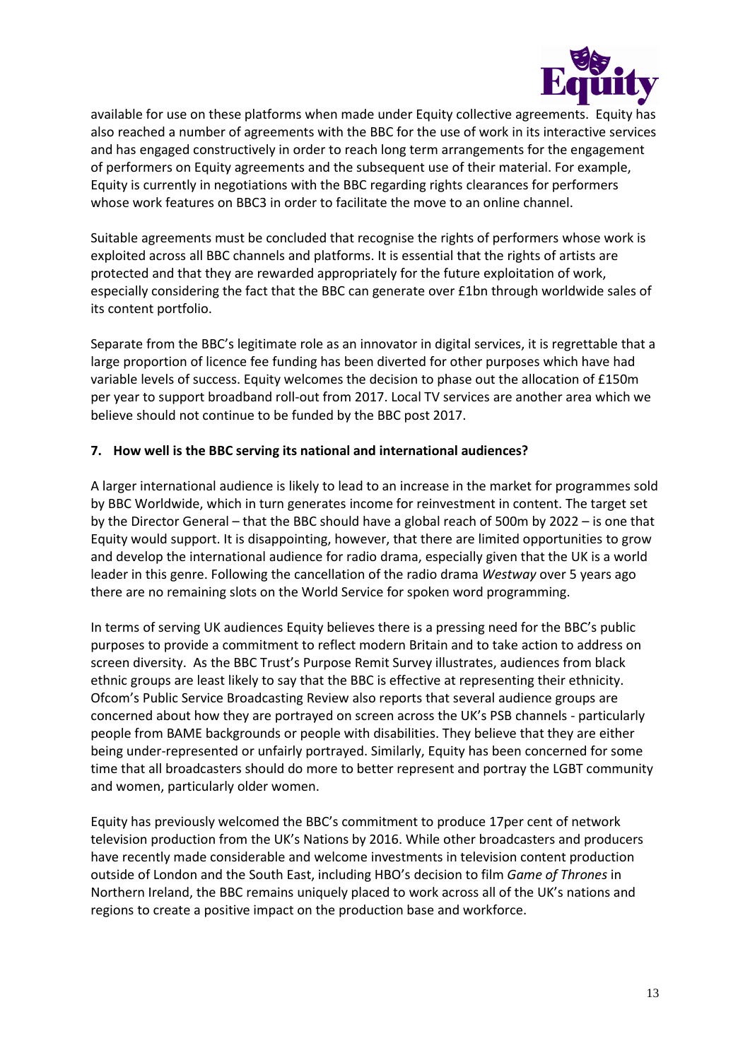available for use on these platforms when made under Equity collective agreements. Equity has also reached a number of agreements with the BBC for the use of work in its interactive services and has engaged constructively in order to reach long term arrangements for the engagement of performers on Equity agreements and the subsequent use of their material. For example, Equity is currently in negotiations with the BBC regarding rights clearances for performers whose work features on BBC3 in order to facilitate the move to an online channel.

Suitable agreements must be concluded that recognise the rights of performers whose work is exploited across all BBC channels and platforms. It is essential that the rights of artists are protected and that they are rewarded appropriately for the future exploitation of work, especially considering the fact that the BBC can generate over £1bn through worldwide sales of its content portfolio.

Separate from the BBC's legitimate role as an innovator in digital services, it is regrettable that a large proportion of licence fee funding has been diverted for other purposes which have had variable levels of success. Equity welcomes the decision to phase out the allocation of £150m per year to support broadband roll-out from 2017. Local TV services are another area which we believe should not continue to be funded by the BBC post 2017.

**7. How well is the BBC serving its national and international audiences?**

A larger international audience is likely to lead to an increase in the market for programmes sold by BBC Worldwide, which in turn generates income for reinvestment in content. The target set by the Director General – that the BBC should have a global reach of 500m by 2022 – is one that Equity would support. It is disappointing, however, that there are limited opportunities to grow and develop the international audience for radio drama, especially given that the UK is a world leader in this genre. Following the cancellation of the radio drama *Westway* over 5 years ago there are no remaining slots on the World Service for spoken word programming.

In terms of serving UK audiences Equity believes there is a pressing need for the BBC's public purposes to provide a commitment to reflect modern Britain and to take action to address on screen diversity. As the BBC Trust's Purpose Remit Survey illustrates, audiences from black ethnic groups are least likely to say that the BBC is effective at representing their ethnicity. Ofcom's Public Service Broadcasting Review also reports that several audience groups are concerned about how they are portrayed on screen across the UK's PSB channels - particularly people from BAME backgrounds or people with disabilities. They believe that they are either being under-represented or unfairly portrayed. Similarly, Equity has been concerned for some time that all broadcasters should do more to better represent and portray the LGBT community and women, particularly older women.

Equity has previously welcomed the BBC's commitment to produce 17per cent of network television production from the UK's Nations by 2016. While other broadcasters and producers have recently made considerable and welcome investments in television content production outside of London and the South East, including HBO's decision to film *Game of Thrones* in Northern Ireland, the BBC remains uniquely placed to work across all of the UK's nations and regions to create a positive impact on the production base and workforce.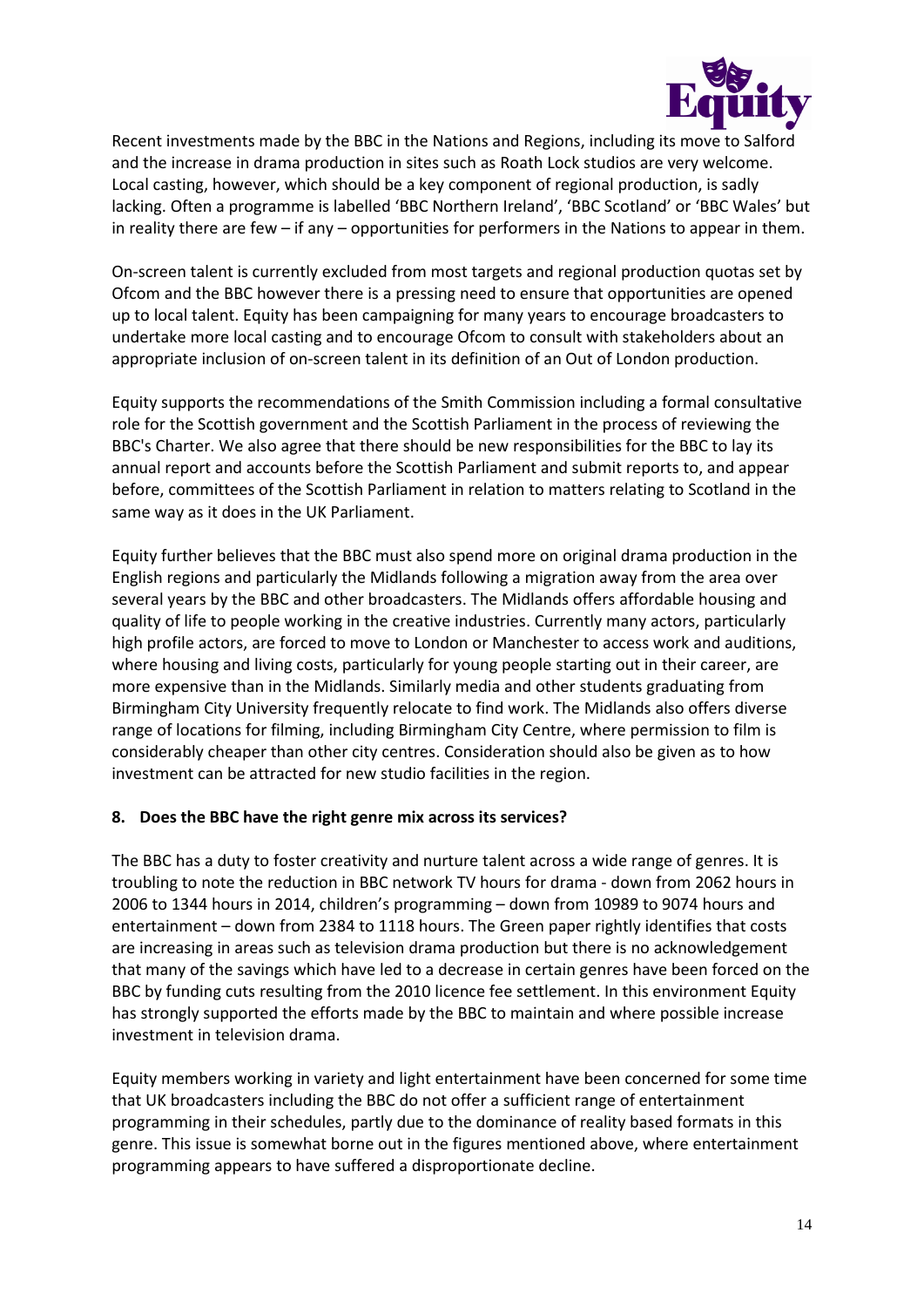Recent investments made by the BBC in the Nations and Regions, including its move to Salford and the increase in drama production in sites such as Roath Lock studios are very welcome. Local casting, however, which should be a key component of regional production, is sadly lacking. Often a programme is labelled 'BBC Northern Ireland', 'BBC Scotland' or 'BBC Wales' but in reality there are few – if any – opportunities for performers in the Nations to appear in them.

On-screen talent is currently excluded from most targets and regional production quotas set by Ofcom and the BBC however there is a pressing need to ensure that opportunities are opened up to local talent. Equity has been campaigning for many years to encourage broadcasters to undertake more local casting and to encourage Ofcom to consult with stakeholders about an appropriate inclusion of on-screen talent in its definition of an Out of London production.

Equity supports the recommendations of the Smith Commission including a formal consultative role for the Scottish government and the Scottish Parliament in the process of reviewing the BBC's Charter. We also agree that there should be new responsibilities for the BBC to lay its annual report and accounts before the Scottish Parliament and submit reports to, and appear before, committees of the Scottish Parliament in relation to matters relating to Scotland in the same way as it does in the UK Parliament.

Equity further believes that the BBC must also spend more on original drama production in the English regions and particularly the Midlands following a migration away from the area over several years by the BBC and other broadcasters. The Midlands offers affordable housing and quality of life to people working in the creative industries. Currently many actors, particularly high profile actors, are forced to move to London or Manchester to access work and auditions, where housing and living costs, particularly for young people starting out in their career, are more expensive than in the Midlands. Similarly media and other students graduating from Birmingham City University frequently relocate to find work. The Midlands also offers diverse range of locations for filming, including Birmingham City Centre, where permission to film is considerably cheaper than other city centres. Consideration should also be given as to how investment can be attracted for new studio facilities in the region.

**8. Does the BBC have the right genre mix across its services?**

The BBC has a duty to foster creativity and nurture talent across a wide range of genres. It is troubling to note the reduction in BBC network TV hours for drama - down from 2062 hours in 2006 to 1344 hours in 2014, children's programming – down from 10989 to 9074 hours and entertainment – down from 2384 to 1118 hours. The Green paper rightly identifies that costs are increasing in areas such as television drama production but there is no acknowledgement that many of the savings which have led to a decrease in certain genres have been forced on the BBC by funding cuts resulting from the 2010 licence fee settlement. In this environment Equity has strongly supported the efforts made by the BBC to maintain and where possible increase investment in television drama.

Equity members working in variety and light entertainment have been concerned for some time that UK broadcasters including the BBC do not offer a sufficient range of entertainment programming in their schedules, partly due to the dominance of reality based formats in this genre. This issue is somewhat borne out in the figures mentioned above, where entertainment programming appears to have suffered a disproportionate decline.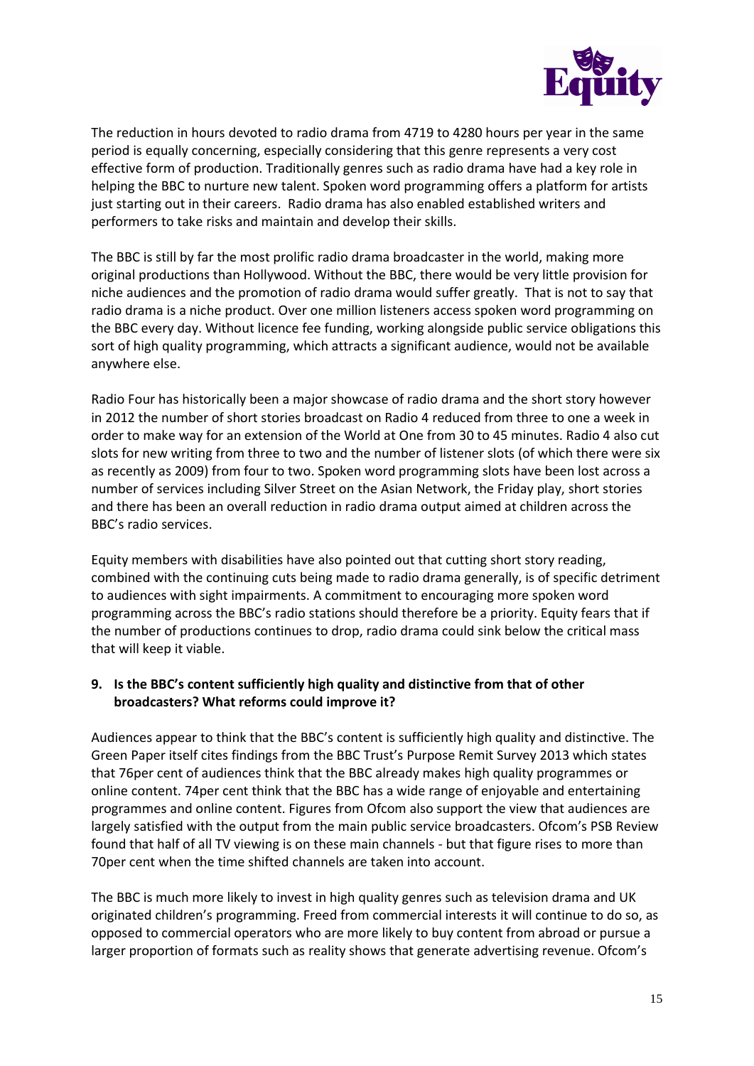The reduction in hours devoted to radio drama from 4719 to 4280 hours per year in the same period is equally concerning, especially considering that this genre represents a very cost effective form of production. Traditionally genres such as radio drama have had a key role in helping the BBC to nurture new talent. Spoken word programming offers a platform for artists just starting out in their careers. Radio drama has also enabled established writers and performers to take risks and maintain and develop their skills.

The BBC is still by far the most prolific radio drama broadcaster in the world, making more original productions than Hollywood. Without the BBC, there would be very little provision for niche audiences and the promotion of radio drama would suffer greatly. That is not to say that radio drama is a niche product. Over one million listeners access spoken word programming on the BBC every day. Without licence fee funding, working alongside public service obligations this sort of high quality programming, which attracts a significant audience, would not be available anywhere else.

Radio Four has historically been a major showcase of radio drama and the short story however in 2012 the number of short stories broadcast on Radio 4 reduced from three to one a week in order to make way for an extension of the World at One from 30 to 45 minutes. Radio 4 also cut slots for new writing from three to two and the number of listener slots (of which there were six as recently as 2009) from four to two. Spoken word programming slots have been lost across a number of services including Silver Street on the Asian Network, the Friday play, short stories and there has been an overall reduction in radio drama output aimed at children across the BBC's radio services.

Equity members with disabilities have also pointed out that cutting short story reading, combined with the continuing cuts being made to radio drama generally, is of specific detriment to audiences with sight impairments. A commitment to encouraging more spoken word programming across the BBC's radio stations should therefore be a priority. Equity fears that if the number of productions continues to drop, radio drama could sink below the critical mass that will keep it viable.

**9. Is the BBC's content sufficiently high quality and distinctive from that of other broadcasters? What reforms could improve it?**

Audiences appear to think that the BBC's content is sufficiently high quality and distinctive. The Green Paper itself cites findings from the BBC Trust's Purpose Remit Survey 2013 which states that 76per cent of audiences think that the BBC already makes high quality programmes or online content. 74per cent think that the BBC has a wide range of enjoyable and entertaining programmes and online content. Figures from Ofcom also support the view that audiences are largely satisfied with the output from the main public service broadcasters. Ofcom's PSB Review found that half of all TV viewing is on these main channels - but that figure rises to more than 70per cent when the time shifted channels are taken into account.

The BBC is much more likely to invest in high quality genres such as television drama and UK originated children's programming. Freed from commercial interests it will continue to do so, as opposed to commercial operators who are more likely to buy content from abroad or pursue a larger proportion of formats such as reality shows that generate advertising revenue. Ofcom's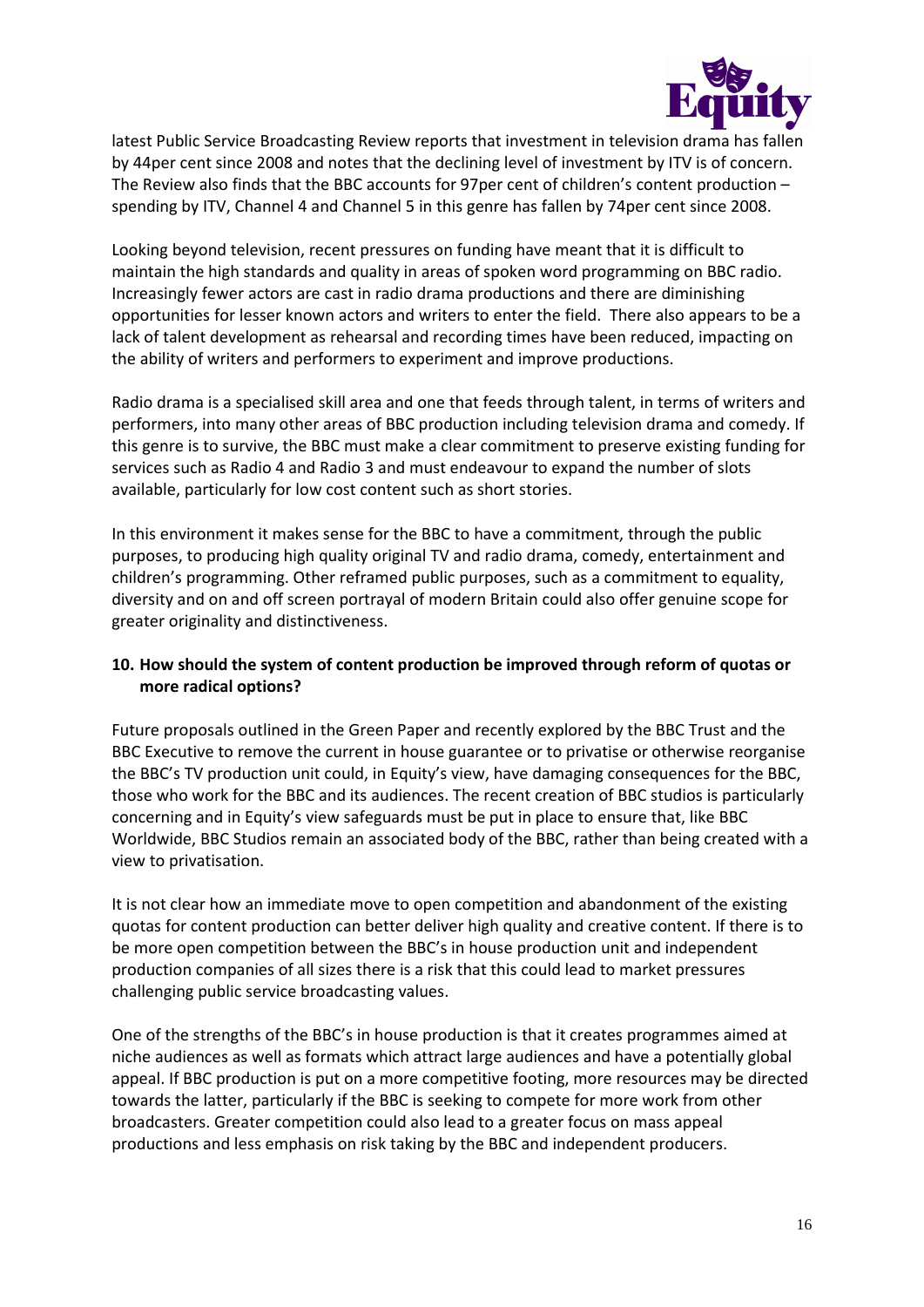latest Public Service Broadcasting Review reports that investment in television drama has fallen by 44per cent since 2008 and notes that the declining level of investment by ITV is of concern. The Review also finds that the BBC accounts for 97per cent of children's content production – spending by ITV, Channel 4 and Channel 5 in this genre has fallen by 74per cent since 2008.

Looking beyond television, recent pressures on funding have meant that it is difficult to maintain the high standards and quality in areas of spoken word programming on BBC radio. Increasingly fewer actors are cast in radio drama productions and there are diminishing opportunities for lesser known actors and writers to enter the field. There also appears to be a lack of talent development as rehearsal and recording times have been reduced, impacting on the ability of writers and performers to experiment and improve productions.

Radio drama is a specialised skill area and one that feeds through talent, in terms of writers and performers, into many other areas of BBC production including television drama and comedy. If this genre is to survive, the BBC must make a clear commitment to preserve existing funding for services such as Radio 4 and Radio 3 and must endeavour to expand the number of slots available, particularly for low cost content such as short stories.

In this environment it makes sense for the BBC to have a commitment, through the public purposes, to producing high quality original TV and radio drama, comedy, entertainment and children's programming. Other reframed public purposes, such as a commitment to equality, diversity and on and off screen portrayal of modern Britain could also offer genuine scope for greater originality and distinctiveness.

**10. How should the system of content production be improved through reform of quotas or more radical options?**

Future proposals outlined in the Green Paper and recently explored by the BBC Trust and the BBC Executive to remove the current in house guarantee or to privatise or otherwise reorganise the BBC's TV production unit could, in Equity's view, have damaging consequences for the BBC, those who work for the BBC and its audiences. The recent creation of BBC studios is particularly concerning and in Equity's view safeguards must be put in place to ensure that, like BBC Worldwide, BBC Studios remain an associated body of the BBC, rather than being created with a view to privatisation.

It is not clear how an immediate move to open competition and abandonment of the existing quotas for content production can better deliver high quality and creative content. If there is to be more open competition between the BBC's in house production unit and independent production companies of all sizes there is a risk that this could lead to market pressures challenging public service broadcasting values.

One of the strengths of the BBC's in house production is that it creates programmes aimed at niche audiences as well as formats which attract large audiences and have a potentially global appeal. If BBC production is put on a more competitive footing, more resources may be directed towards the latter, particularly if the BBC is seeking to compete for more work from other broadcasters. Greater competition could also lead to a greater focus on mass appeal productions and less emphasis on risk taking by the BBC and independent producers.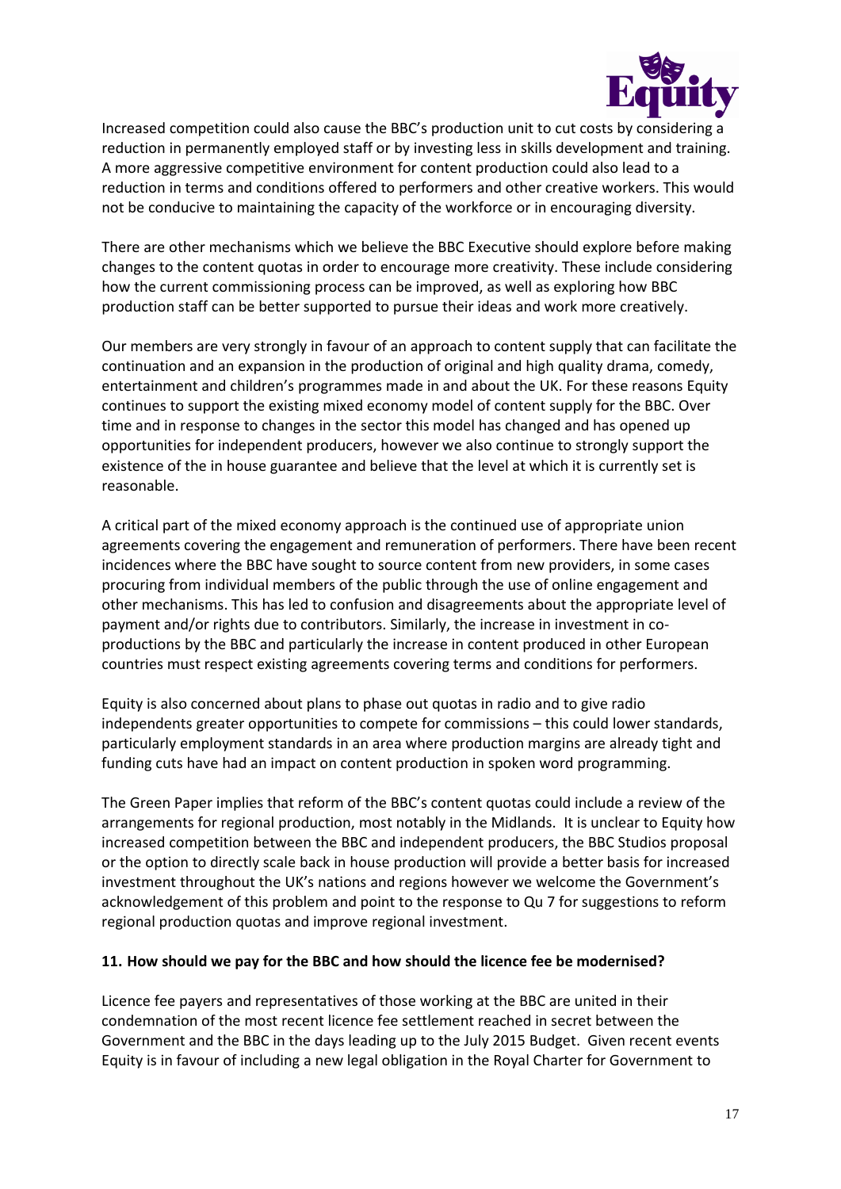Increased competition could also cause the BBC's production unit to cut costs by considering a reduction in permanently employed staff or by investing less in skills development and training. A more aggressive competitive environment for content production could also lead to a reduction in terms and conditions offered to performers and other creative workers. This would not be conducive to maintaining the capacity of the workforce or in encouraging diversity.

There are other mechanisms which we believe the BBC Executive should explore before making changes to the content quotas in order to encourage more creativity. These include considering how the current commissioning process can be improved, as well as exploring how BBC production staff can be better supported to pursue their ideas and work more creatively.

Our members are very strongly in favour of an approach to content supply that can facilitate the continuation and an expansion in the production of original and high quality drama, comedy, entertainment and children's programmes made in and about the UK. For these reasons Equity continues to support the existing mixed economy model of content supply for the BBC. Over time and in response to changes in the sector this model has changed and has opened up opportunities for independent producers, however we also continue to strongly support the existence of the in house guarantee and believe that the level at which it is currently set is reasonable.

A critical part of the mixed economy approach is the continued use of appropriate union agreements covering the engagement and remuneration of performers. There have been recent incidences where the BBC have sought to source content from new providers, in some cases procuring from individual members of the public through the use of online engagement and other mechanisms. This has led to confusion and disagreements about the appropriate level of payment and/or rights due to contributors. Similarly, the increase in investment in co-productions by the BBC and particularly the increase in content produced in other European countries must respect existing agreements covering terms and conditions for performers.

Equity is also concerned about plans to phase out quotas in radio and to give radio independents greater opportunities to compete for commissions – this could lower standards, particularly employment standards in an area where production margins are already tight and funding cuts have had an impact on content production in spoken word programming.

The Green Paper implies that reform of the BBC's content quotas could include a review of the arrangements for regional production, most notably in the Midlands. It is unclear to Equity how increased competition between the BBC and independent producers, the BBC Studios proposal or the option to directly scale back in house production will provide a better basis for increased investment throughout the UK's nations and regions however we welcome the Government's acknowledgement of this problem and point to the response to Qu 7 for suggestions to reform regional production quotas and improve regional investment.

**11. How should we pay for the BBC and how should the licence fee be modernised?**

Licence fee payers and representatives of those working at the BBC are united in their condemnation of the most recent licence fee settlement reached in secret between the Government and the BBC in the days leading up to the July 2015 Budget. Given recent events Equity is in favour of including a new legal obligation in the Royal Charter for Government to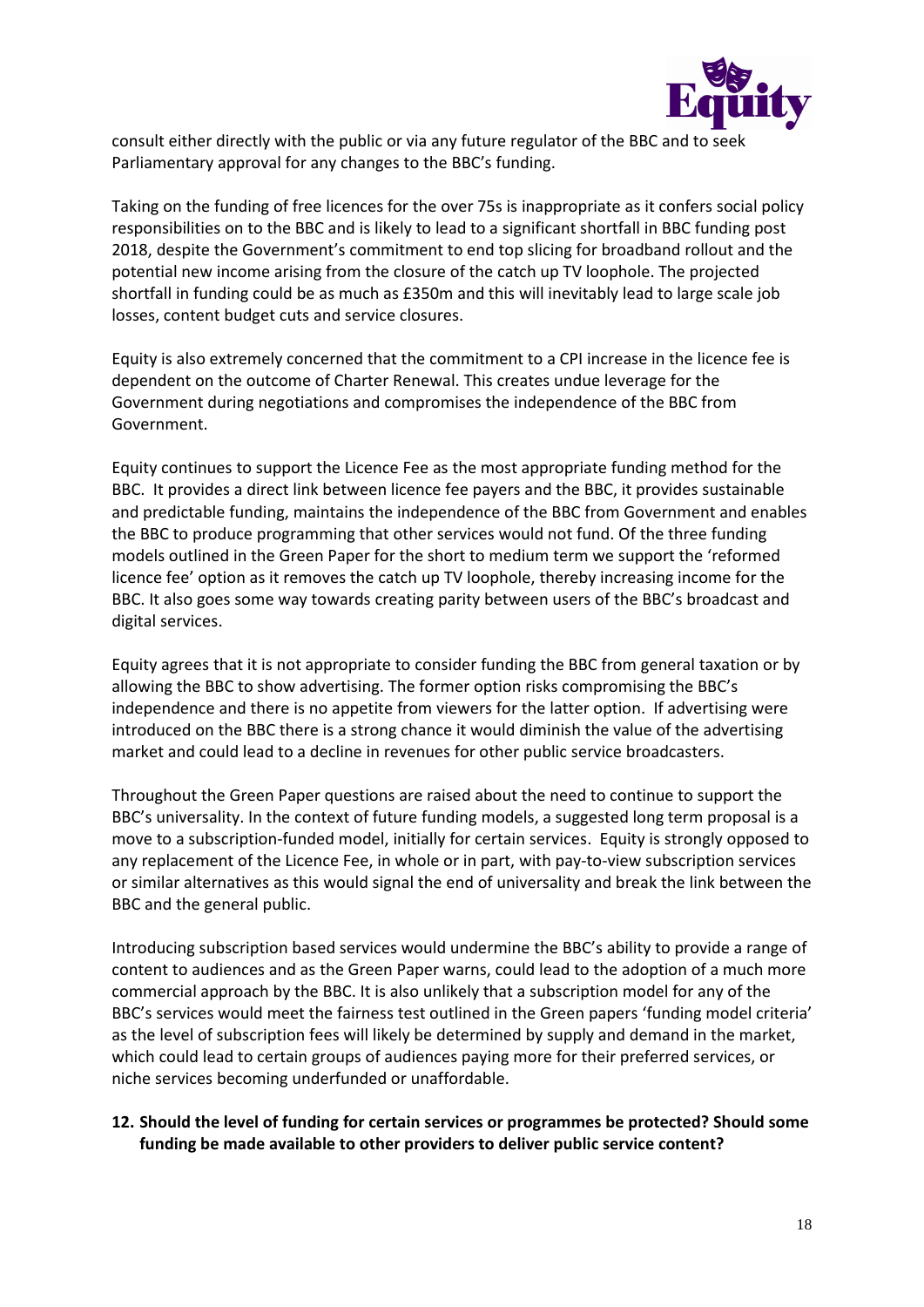consult either directly with the public or via any future regulator of the BBC and to seek Parliamentary approval for any changes to the BBC's funding.

Taking on the funding of free licences for the over 75s is inappropriate as it confers social policy responsibilities on to the BBC and is likely to lead to a significant shortfall in BBC funding post 2018, despite the Government's commitment to end top slicing for broadband rollout and the potential new income arising from the closure of the catch up TV loophole. The projected shortfall in funding could be as much as £350m and this will inevitably lead to large scale job losses, content budget cuts and service closures.

Equity is also extremely concerned that the commitment to a CPI increase in the licence fee is dependent on the outcome of Charter Renewal. This creates undue leverage for the Government during negotiations and compromises the independence of the BBC from Government.

Equity continues to support the Licence Fee as the most appropriate funding method for the BBC. It provides a direct link between licence fee payers and the BBC, it provides sustainable and predictable funding, maintains the independence of the BBC from Government and enables the BBC to produce programming that other services would not fund. Of the three funding models outlined in the Green Paper for the short to medium term we support the 'reformed licence fee' option as it removes the catch up TV loophole, thereby increasing income for the BBC. It also goes some way towards creating parity between users of the BBC's broadcast and digital services.

Equity agrees that it is not appropriate to consider funding the BBC from general taxation or by allowing the BBC to show advertising. The former option risks compromising the BBC's independence and there is no appetite from viewers for the latter option. If advertising were introduced on the BBC there is a strong chance it would diminish the value of the advertising market and could lead to a decline in revenues for other public service broadcasters.

Throughout the Green Paper questions are raised about the need to continue to support the BBC's universality. In the context of future funding models, a suggested long term proposal is a move to a subscription-funded model, initially for certain services. Equity is strongly opposed to any replacement of the Licence Fee, in whole or in part, with pay-to-view subscription services or similar alternatives as this would signal the end of universality and break the link between the BBC and the general public.

Introducing subscription based services would undermine the BBC's ability to provide a range of content to audiences and as the Green Paper warns, could lead to the adoption of a much more commercial approach by the BBC. It is also unlikely that a subscription model for any of the BBC's services would meet the fairness test outlined in the Green papers 'funding model criteria' as the level of subscription fees will likely be determined by supply and demand in the market, which could lead to certain groups of audiences paying more for their preferred services, or niche services becoming underfunded or unaffordable.

**12. Should the level of funding for certain services or programmes be protected? Should some funding be made available to other providers to deliver public service content?**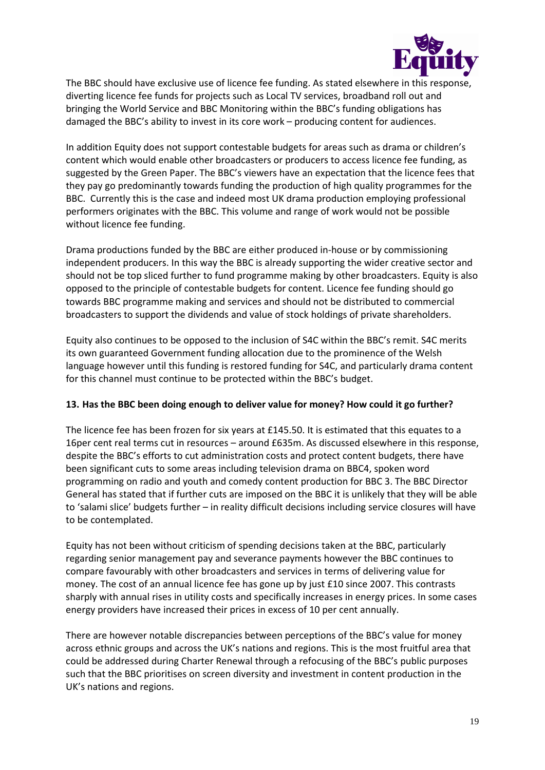The BBC should have exclusive use of licence fee funding. As stated elsewhere in this response, diverting licence fee funds for projects such as Local TV services, broadband roll out and bringing the World Service and BBC Monitoring within the BBC's funding obligations has damaged the BBC's ability to invest in its core work – producing content for audiences.

In addition Equity does not support contestable budgets for areas such as drama or children's content which would enable other broadcasters or producers to access licence fee funding, as suggested by the Green Paper. The BBC's viewers have an expectation that the licence fees that they pay go predominantly towards funding the production of high quality programmes for the BBC. Currently this is the case and indeed most UK drama production employing professional performers originates with the BBC. This volume and range of work would not be possible without licence fee funding.

Drama productions funded by the BBC are either produced in-house or by commissioning independent producers. In this way the BBC is already supporting the wider creative sector and should not be top sliced further to fund programme making by other broadcasters. Equity is also opposed to the principle of contestable budgets for content. Licence fee funding should go towards BBC programme making and services and should not be distributed to commercial broadcasters to support the dividends and value of stock holdings of private shareholders.

Equity also continues to be opposed to the inclusion of S4C within the BBC's remit. S4C merits its own guaranteed Government funding allocation due to the prominence of the Welsh language however until this funding is restored funding for S4C, and particularly drama content for this channel must continue to be protected within the BBC's budget.

**13. Has the BBC been doing enough to deliver value for money? How could it go further?**

The licence fee has been frozen for six years at £145.50. It is estimated that this equates to a 16per cent real terms cut in resources – around £635m. As discussed elsewhere in this response, despite the BBC's efforts to cut administration costs and protect content budgets, there have been significant cuts to some areas including television drama on BBC4, spoken word programming on radio and youth and comedy content production for BBC 3. The BBC Director General has stated that if further cuts are imposed on the BBC it is unlikely that they will be able to 'salami slice' budgets further – in reality difficult decisions including service closures will have to be contemplated.

Equity has not been without criticism of spending decisions taken at the BBC, particularly regarding senior management pay and severance payments however the BBC continues to compare favourably with other broadcasters and services in terms of delivering value for money. The cost of an annual licence fee has gone up by just £10 since 2007. This contrasts sharply with annual rises in utility costs and specifically increases in energy prices. In some cases energy providers have increased their prices in excess of 10 per cent annually.

There are however notable discrepancies between perceptions of the BBC's value for money across ethnic groups and across the UK's nations and regions. This is the most fruitful area that could be addressed during Charter Renewal through a refocusing of the BBC's public purposes such that the BBC prioritises on screen diversity and investment in content production in the UK's nations and regions.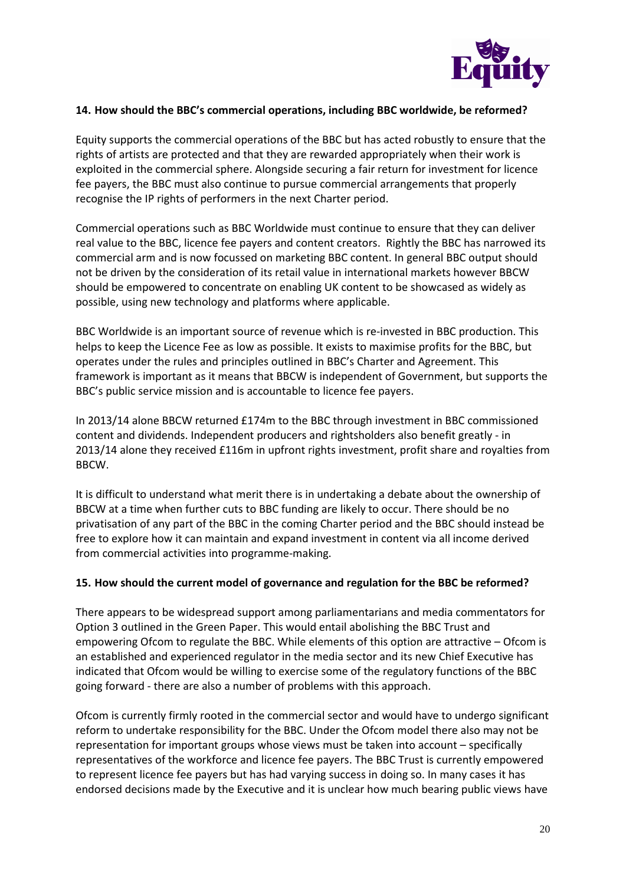**14. How should the BBC's commercial operations, including BBC worldwide, be reformed?**

Equity supports the commercial operations of the BBC but has acted robustly to ensure that the rights of artists are protected and that they are rewarded appropriately when their work is exploited in the commercial sphere. Alongside securing a fair return for investment for licence fee payers, the BBC must also continue to pursue commercial arrangements that properly recognise the IP rights of performers in the next Charter period.

Commercial operations such as BBC Worldwide must continue to ensure that they can deliver real value to the BBC, licence fee payers and content creators. Rightly the BBC has narrowed its commercial arm and is now focussed on marketing BBC content. In general BBC output should not be driven by the consideration of its retail value in international markets however BBCW should be empowered to concentrate on enabling UK content to be showcased as widely as possible, using new technology and platforms where applicable.

BBC Worldwide is an important source of revenue which is re-invested in BBC production. This helps to keep the Licence Fee as low as possible. It exists to maximise profits for the BBC, but operates under the rules and principles outlined in BBC's Charter and Agreement. This framework is important as it means that BBCW is independent of Government, but supports the BBC's public service mission and is accountable to licence fee payers.

In 2013/14 alone BBCW returned £174m to the BBC through investment in BBC commissioned content and dividends. Independent producers and rightsholders also benefit greatly - in 2013/14 alone they received £116m in upfront rights investment, profit share and royalties from BBCW.

It is difficult to understand what merit there is in undertaking a debate about the ownership of BBCW at a time when further cuts to BBC funding are likely to occur. There should be no privatisation of any part of the BBC in the coming Charter period and the BBC should instead be free to explore how it can maintain and expand investment in content via all income derived from commercial activities into programme-making.

**15. How should the current model of governance and regulation for the BBC be reformed?**

There appears to be widespread support among parliamentarians and media commentators for Option 3 outlined in the Green Paper. This would entail abolishing the BBC Trust and empowering Ofcom to regulate the BBC. While elements of this option are attractive – Ofcom is an established and experienced regulator in the media sector and its new Chief Executive has indicated that Ofcom would be willing to exercise some of the regulatory functions of the BBC going forward - there are also a number of problems with this approach.

Ofcom is currently firmly rooted in the commercial sector and would have to undergo significant reform to undertake responsibility for the BBC. Under the Ofcom model there also may not be representation for important groups whose views must be taken into account – specifically representatives of the workforce and licence fee payers. The BBC Trust is currently empowered to represent licence fee payers but has had varying success in doing so. In many cases it has endorsed decisions made by the Executive and it is unclear how much bearing public views have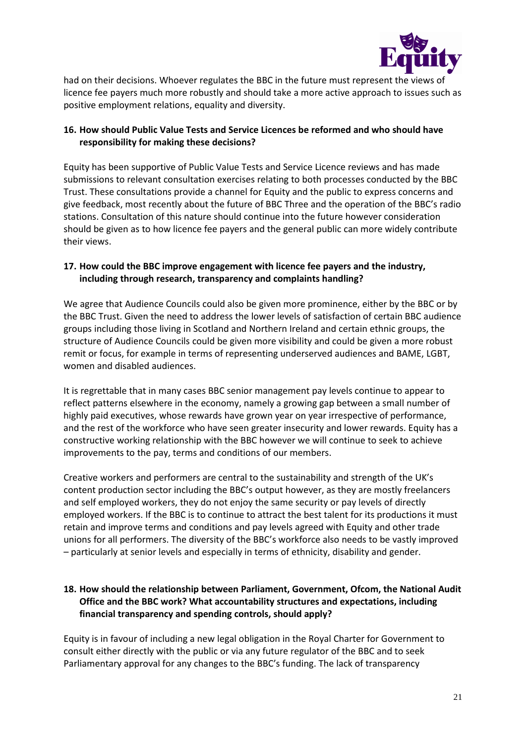had on their decisions. Whoever regulates the BBC in the future must represent the views of licence fee payers much more robustly and should take a more active approach to issues such as positive employment relations, equality and diversity.

**16. How should Public Value Tests and Service Licences be reformed and who should have responsibility for making these decisions?**

Equity has been supportive of Public Value Tests and Service Licence reviews and has made submissions to relevant consultation exercises relating to both processes conducted by the BBC Trust. These consultations provide a channel for Equity and the public to express concerns and give feedback, most recently about the future of BBC Three and the operation of the BBC's radio stations. Consultation of this nature should continue into the future however consideration should be given as to how licence fee payers and the general public can more widely contribute their views.

**17. How could the BBC improve engagement with licence fee payers and the industry, including through research, transparency and complaints handling?**

We agree that Audience Councils could also be given more prominence, either by the BBC or by the BBC Trust. Given the need to address the lower levels of satisfaction of certain BBC audience groups including those living in Scotland and Northern Ireland and certain ethnic groups, the structure of Audience Councils could be given more visibility and could be given a more robust remit or focus, for example in terms of representing underserved audiences and BAME, LGBT, women and disabled audiences.

It is regrettable that in many cases BBC senior management pay levels continue to appear to reflect patterns elsewhere in the economy, namely a growing gap between a small number of highly paid executives, whose rewards have grown year on year irrespective of performance, and the rest of the workforce who have seen greater insecurity and lower rewards. Equity has a constructive working relationship with the BBC however we will continue to seek to achieve improvements to the pay, terms and conditions of our members.

Creative workers and performers are central to the sustainability and strength of the UK's content production sector including the BBC's output however, as they are mostly freelancers and self employed workers, they do not enjoy the same security or pay levels of directly employed workers. If the BBC is to continue to attract the best talent for its productions it must retain and improve terms and conditions and pay levels agreed with Equity and other trade unions for all performers. The diversity of the BBC's workforce also needs to be vastly improved – particularly at senior levels and especially in terms of ethnicity, disability and gender.

**18. How should the relationship between Parliament, Government, Ofcom, the National Audit Office and the BBC work? What accountability structures and expectations, including financial transparency and spending controls, should apply?**

Equity is in favour of including a new legal obligation in the Royal Charter for Government to consult either directly with the public or via any future regulator of the BBC and to seek Parliamentary approval for any changes to the BBC's funding. The lack of transparency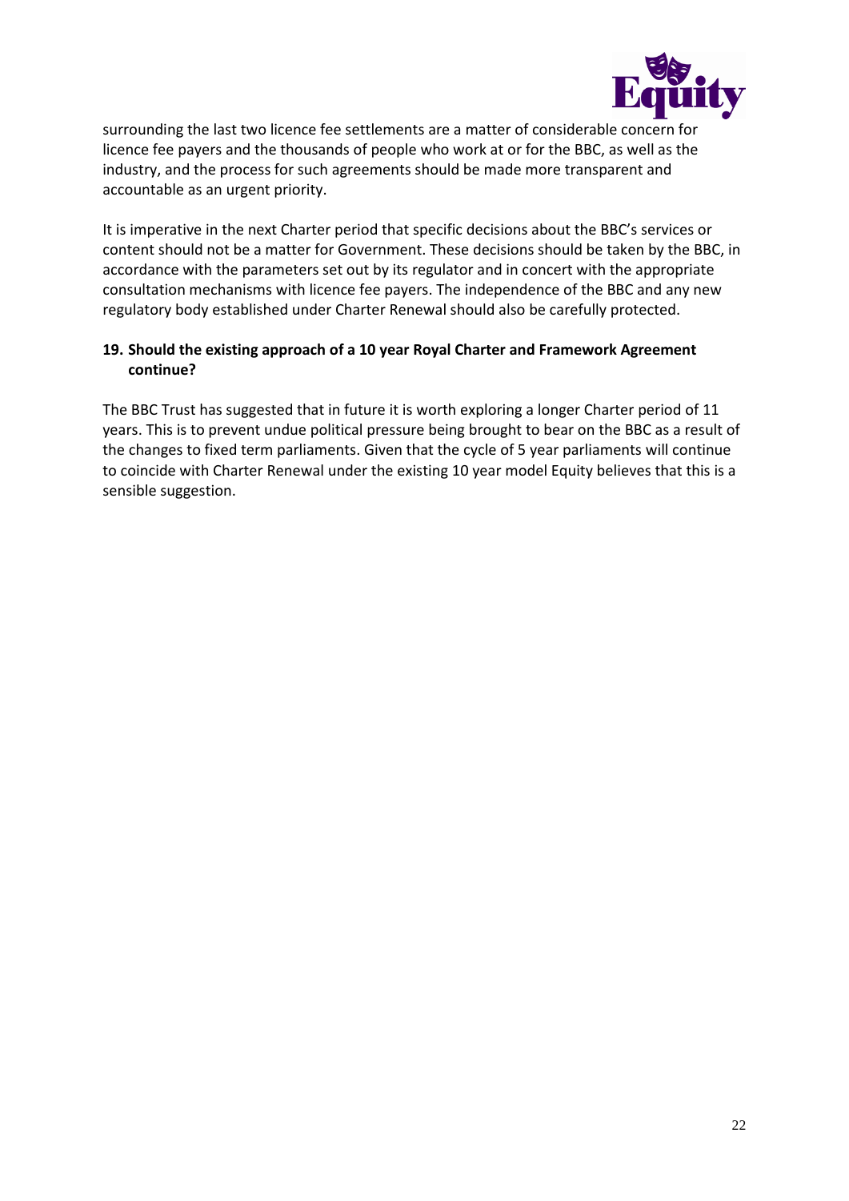surrounding the last two licence fee settlements are a matter of considerable concern for licence fee payers and the thousands of people who work at or for the BBC, as well as the industry, and the process for such agreements should be made more transparent and accountable as an urgent priority.

It is imperative in the next Charter period that specific decisions about the BBC's services or content should not be a matter for Government. These decisions should be taken by the BBC, in accordance with the parameters set out by its regulator and in concert with the appropriate consultation mechanisms with licence fee payers. The independence of the BBC and any new regulatory body established under Charter Renewal should also be carefully protected.

**19. Should the existing approach of a 10 year Royal Charter and Framework Agreement continue?**

The BBC Trust has suggested that in future it is worth exploring a longer Charter period of 11 years. This is to prevent undue political pressure being brought to bear on the BBC as a result of the changes to fixed term parliaments. Given that the cycle of 5 year parliaments will continue to coincide with Charter Renewal under the existing 10 year model Equity believes that this is a sensible suggestion.